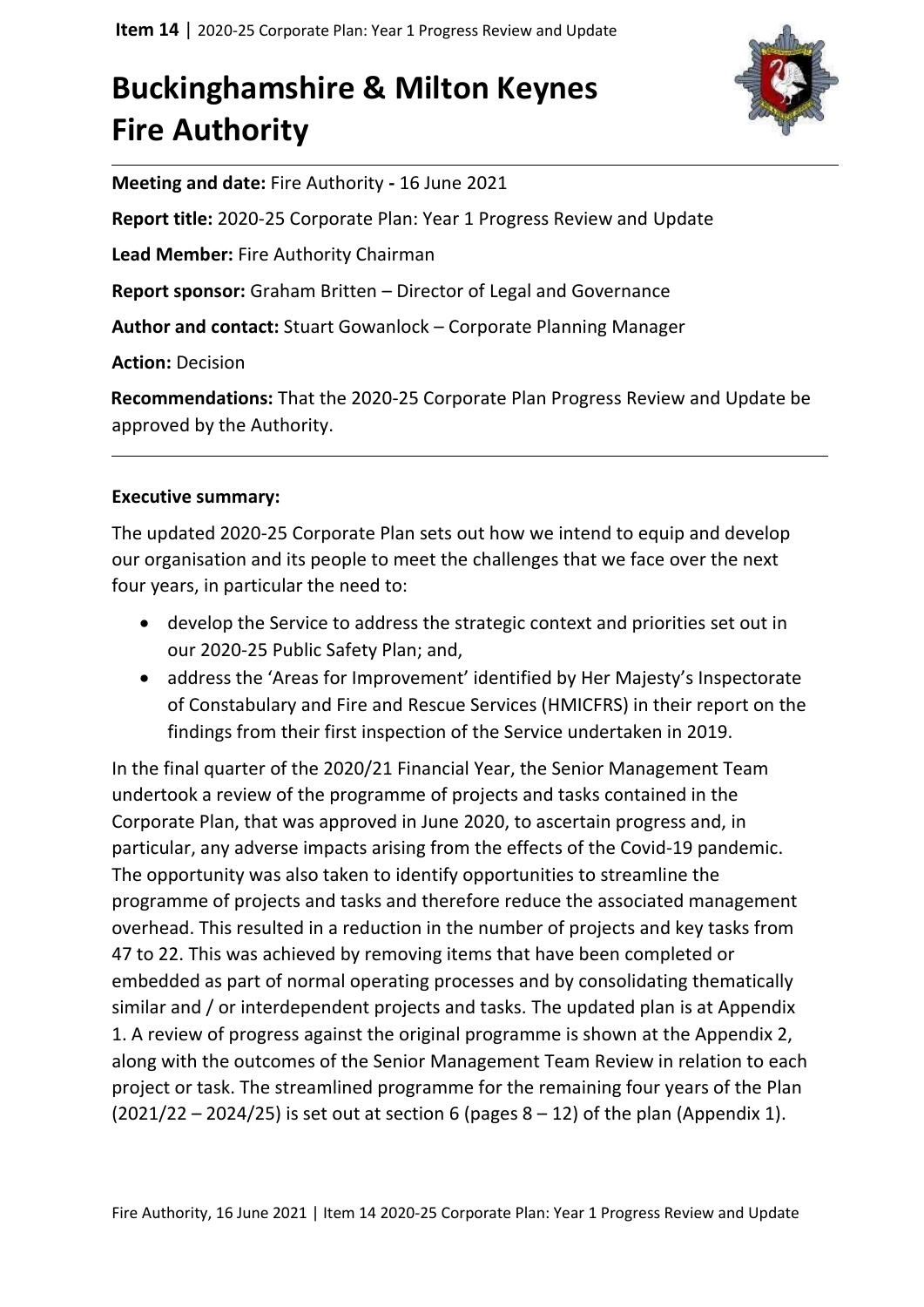# Buckinghamshire & Milton Keynes Fire Authority

**Meeting and date:** Fire Authority **-** 16 June 2021

**Report title:** 2020-25 Corporate Plan: Year 1 Progress Review and Update

**Lead Member:** Fire Authority Chairman

**Report sponsor:** Graham Britten – Director of Legal and Governance

**Author and contact:** Stuart Gowanlock – Corporate Planning Manager

**Action:** Decision

**Recommendations:** That the 2020-25 Corporate Plan Progress Review and Update be approved by the Authority.

---

**Executive summary:**

The updated 2020-25 Corporate Plan sets out how we intend to equip and develop our organisation and its people to meet the challenges that we face over the next four years, in particular the need to:

- develop the Service to address the strategic context and priorities set out in our 2020-25 Public Safety Plan; and,
- address the 'Areas for Improvement' identified by Her Majesty's Inspectorate of Constabulary and Fire and Rescue Services (HMICFRS) in their report on the findings from their first inspection of the Service undertaken in 2019.

In the final quarter of the 2020/21 Financial Year, the Senior Management Team undertook a review of the programme of projects and tasks contained in the Corporate Plan, that was approved in June 2020, to ascertain progress and, in particular, any adverse impacts arising from the effects of the Covid-19 pandemic. The opportunity was also taken to identify opportunities to streamline the programme of projects and tasks and therefore reduce the associated management overhead. This resulted in a reduction in the number of projects and key tasks from 47 to 22. This was achieved by removing items that have been completed or embedded as part of normal operating processes and by consolidating thematically similar and / or interdependent projects and tasks. The updated plan is at Appendix 1. A review of progress against the original programme is shown at the Appendix 2, along with the outcomes of the Senior Management Team Review in relation to each project or task. The streamlined programme for the remaining four years of the Plan (2021/22 – 2024/25) is set out at section 6 (pages 8 – 12) of the plan (Appendix 1).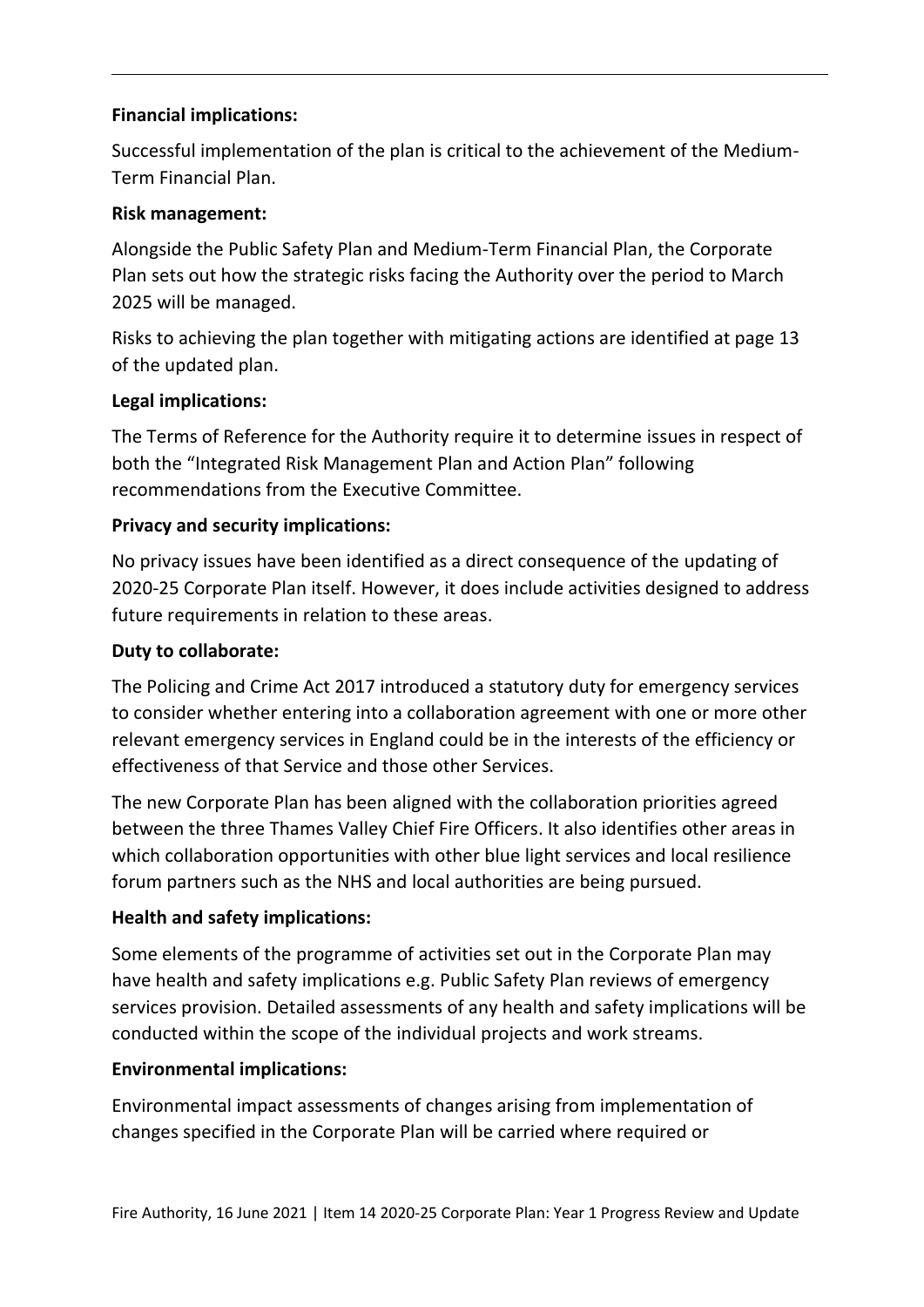**Financial implications:**

Successful implementation of the plan is critical to the achievement of the Medium-Term Financial Plan.

**Risk management:**

Alongside the Public Safety Plan and Medium-Term Financial Plan, the Corporate Plan sets out how the strategic risks facing the Authority over the period to March 2025 will be managed.

Risks to achieving the plan together with mitigating actions are identified at page 13 of the updated plan.

**Legal implications:**

The Terms of Reference for the Authority require it to determine issues in respect of both the "Integrated Risk Management Plan and Action Plan" following recommendations from the Executive Committee.

**Privacy and security implications:**

No privacy issues have been identified as a direct consequence of the updating of 2020-25 Corporate Plan itself. However, it does include activities designed to address future requirements in relation to these areas.

**Duty to collaborate:**

The Policing and Crime Act 2017 introduced a statutory duty for emergency services to consider whether entering into a collaboration agreement with one or more other relevant emergency services in England could be in the interests of the efficiency or effectiveness of that Service and those other Services.

The new Corporate Plan has been aligned with the collaboration priorities agreed between the three Thames Valley Chief Fire Officers. It also identifies other areas in which collaboration opportunities with other blue light services and local resilience forum partners such as the NHS and local authorities are being pursued.

**Health and safety implications:**

Some elements of the programme of activities set out in the Corporate Plan may have health and safety implications e.g. Public Safety Plan reviews of emergency services provision. Detailed assessments of any health and safety implications will be conducted within the scope of the individual projects and work streams.

**Environmental implications:**

Environmental impact assessments of changes arising from implementation of changes specified in the Corporate Plan will be carried where required or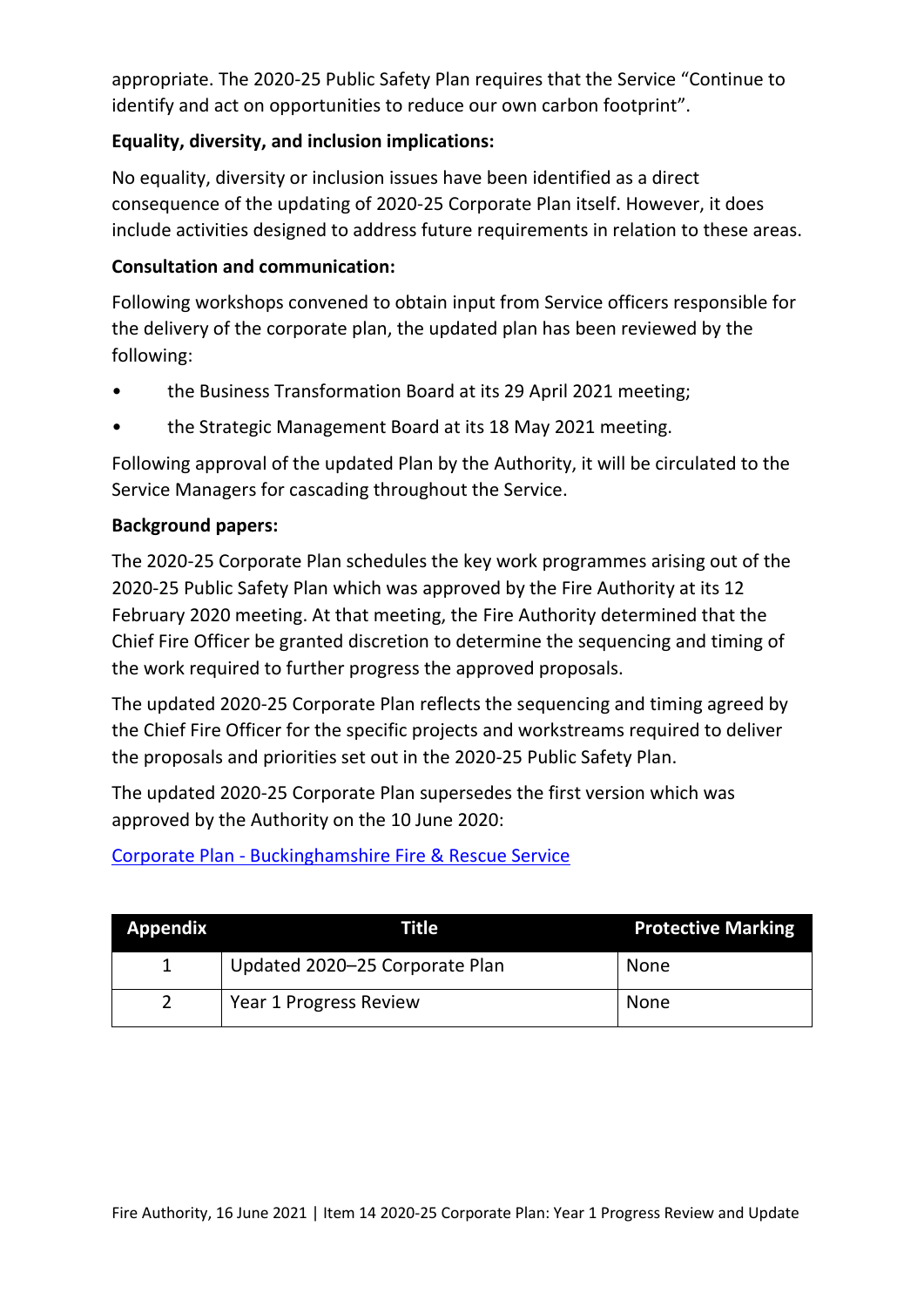appropriate. The 2020-25 Public Safety Plan requires that the Service "Continue to identify and act on opportunities to reduce our own carbon footprint".

**Equality, diversity, and inclusion implications:**

No equality, diversity or inclusion issues have been identified as a direct consequence of the updating of 2020-25 Corporate Plan itself. However, it does include activities designed to address future requirements in relation to these areas.

**Consultation and communication:**

Following workshops convened to obtain input from Service officers responsible for the delivery of the corporate plan, the updated plan has been reviewed by the following:

- the Business Transformation Board at its 29 April 2021 meeting;
- the Strategic Management Board at its 18 May 2021 meeting.

Following approval of the updated Plan by the Authority, it will be circulated to the Service Managers for cascading throughout the Service.

**Background papers:**

The 2020-25 Corporate Plan schedules the key work programmes arising out of the 2020-25 Public Safety Plan which was approved by the Fire Authority at its 12 February 2020 meeting. At that meeting, the Fire Authority determined that the Chief Fire Officer be granted discretion to determine the sequencing and timing of the work required to further progress the approved proposals.

The updated 2020-25 Corporate Plan reflects the sequencing and timing agreed by the Chief Fire Officer for the specific projects and workstreams required to deliver the proposals and priorities set out in the 2020-25 Public Safety Plan.

The updated 2020-25 Corporate Plan supersedes the first version which was approved by the Authority on the 10 June 2020:

Corporate Plan - Buckinghamshire Fire & Rescue Service

| Appendix | Title | Protective Marking |
|---|---|---|
| 1 | Updated 2020–25 Corporate Plan | None |
| 2 | Year 1 Progress Review | None |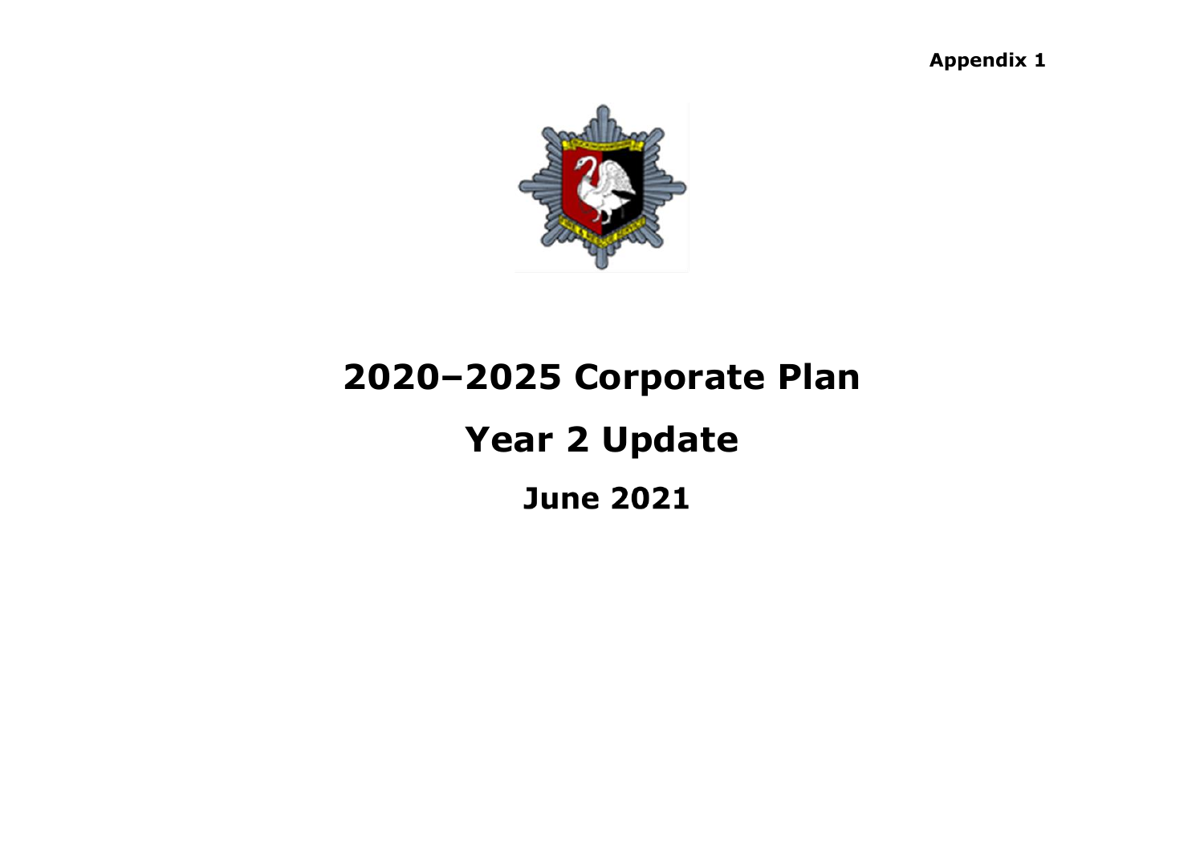Appendix 1

# 2020–2025 Corporate Plan

## Year 2 Update

### June 2021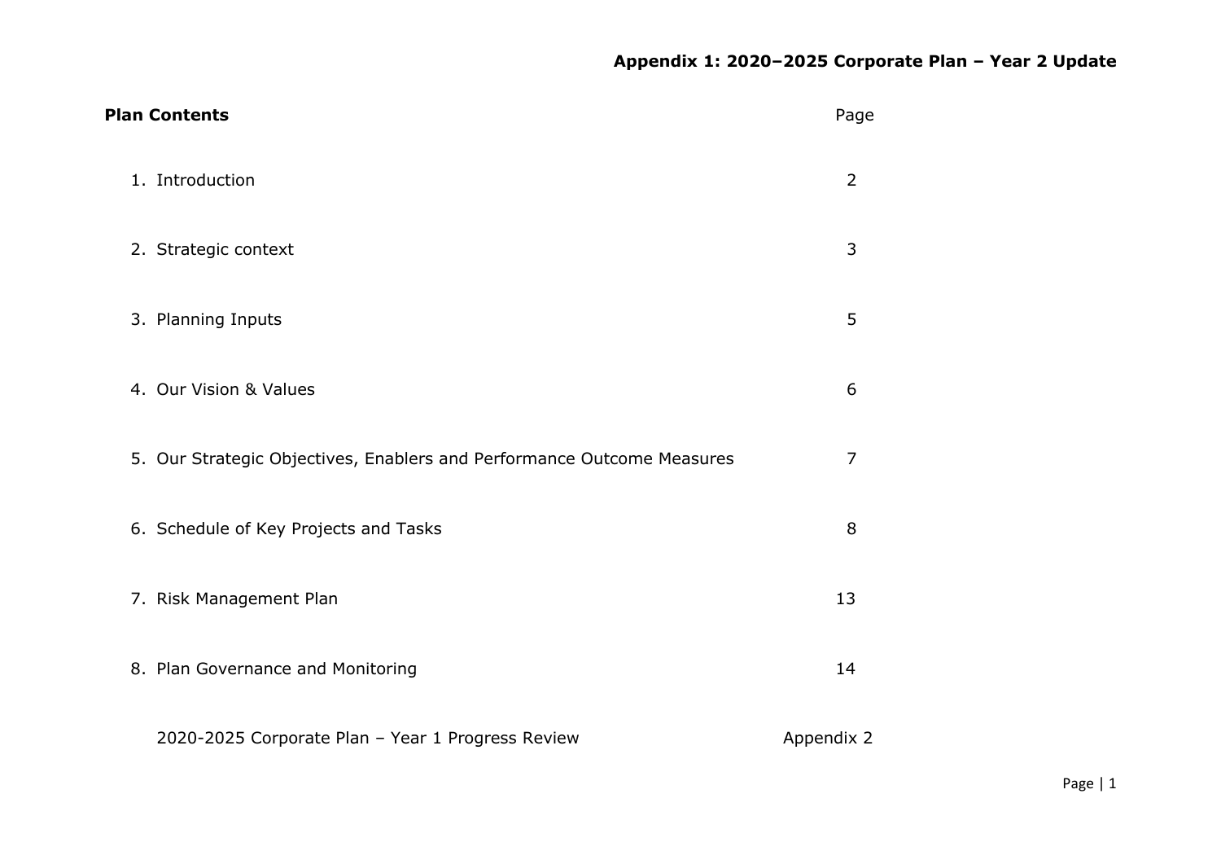**Appendix 1: 2020–2025 Corporate Plan – Year 2 Update**

**Plan Contents**

| | Page |
|---|---|
| 1. Introduction | 2 |
| 2. Strategic context | 3 |
| 3. Planning Inputs | 5 |
| 4. Our Vision & Values | 6 |
| 5. Our Strategic Objectives, Enablers and Performance Outcome Measures | 7 |
| 6. Schedule of Key Projects and Tasks | 8 |
| 7. Risk Management Plan | 13 |
| 8. Plan Governance and Monitoring | 14 |
| 2020-2025 Corporate Plan – Year 1 Progress Review | Appendix 2 |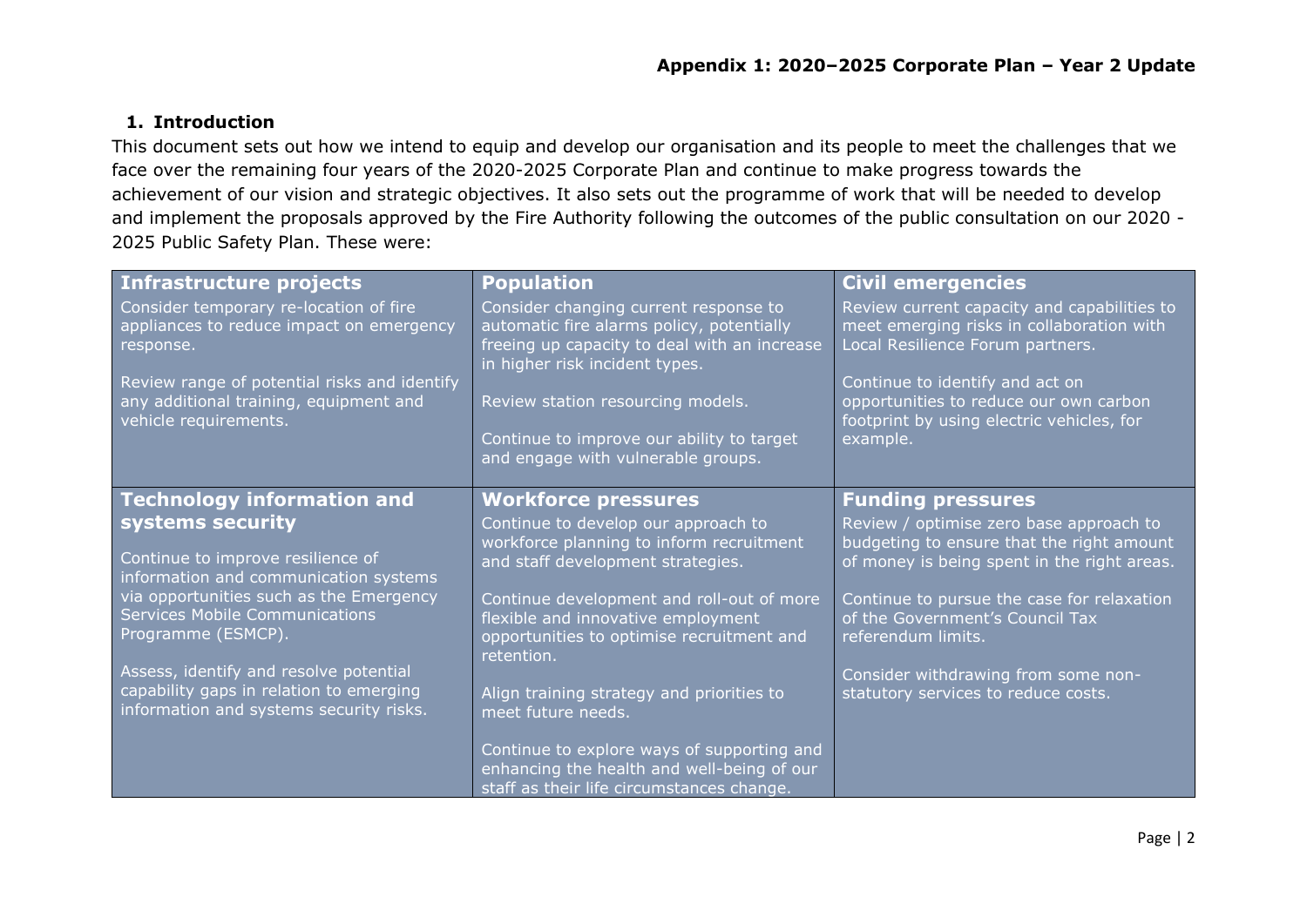## Appendix 1: 2020–2025 Corporate Plan – Year 2 Update

### 1. Introduction

This document sets out how we intend to equip and develop our organisation and its people to meet the challenges that we face over the remaining four years of the 2020-2025 Corporate Plan and continue to make progress towards the achievement of our vision and strategic objectives. It also sets out the programme of work that will be needed to develop and implement the proposals approved by the Fire Authority following the outcomes of the public consultation on our 2020 - 2025 Public Safety Plan. These were:

| **Infrastructure projects** | **Population** | **Civil emergencies** |
|---|---|---|
| Consider temporary re-location of fire appliances to reduce impact on emergency response.<br><br>Review range of potential risks and identify any additional training, equipment and vehicle requirements. | Consider changing current response to automatic fire alarms policy, potentially freeing up capacity to deal with an increase in higher risk incident types.<br><br>Review station resourcing models.<br><br>Continue to improve our ability to target and engage with vulnerable groups. | Review current capacity and capabilities to meet emerging risks in collaboration with Local Resilience Forum partners.<br><br>Continue to identify and act on opportunities to reduce our own carbon footprint by using electric vehicles, for example. |
| **Technology information and systems security**<br><br>Continue to improve resilience of information and communication systems via opportunities such as the Emergency Services Mobile Communications Programme (ESMCP).<br><br>Assess, identify and resolve potential capability gaps in relation to emerging information and systems security risks. | **Workforce pressures**<br><br>Continue to develop our approach to workforce planning to inform recruitment and staff development strategies.<br><br>Continue development and roll-out of more flexible and innovative employment opportunities to optimise recruitment and retention.<br><br>Align training strategy and priorities to meet future needs.<br><br>Continue to explore ways of supporting and enhancing the health and well-being of our staff as their life circumstances change. | **Funding pressures**<br><br>Review / optimise zero base approach to budgeting to ensure that the right amount of money is being spent in the right areas.<br><br>Continue to pursue the case for relaxation of the Government's Council Tax referendum limits.<br><br>Consider withdrawing from some non-statutory services to reduce costs. |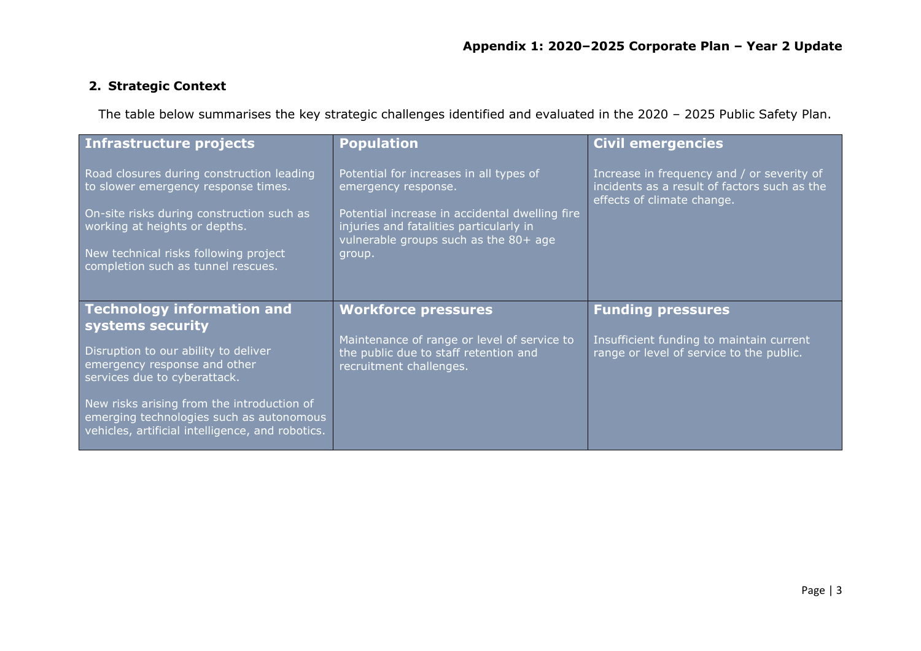## 2. Strategic Context

The table below summarises the key strategic challenges identified and evaluated in the 2020 – 2025 Public Safety Plan.

| Infrastructure projects | Population | Civil emergencies |
|---|---|---|
| Road closures during construction leading to slower emergency response times.<br><br>On-site risks during construction such as working at heights or depths.<br><br>New technical risks following project completion such as tunnel rescues. | Potential for increases in all types of emergency response.<br><br>Potential increase in accidental dwelling fire injuries and fatalities particularly in vulnerable groups such as the 80+ age group. | Increase in frequency and / or severity of incidents as a result of factors such as the effects of climate change. |
| **Technology information and systems security** | **Workforce pressures** | **Funding pressures** |
| Disruption to our ability to deliver emergency response and other services due to cyberattack.<br><br>New risks arising from the introduction of emerging technologies such as autonomous vehicles, artificial intelligence, and robotics. | Maintenance of range or level of service to the public due to staff retention and recruitment challenges. | Insufficient funding to maintain current range or level of service to the public. |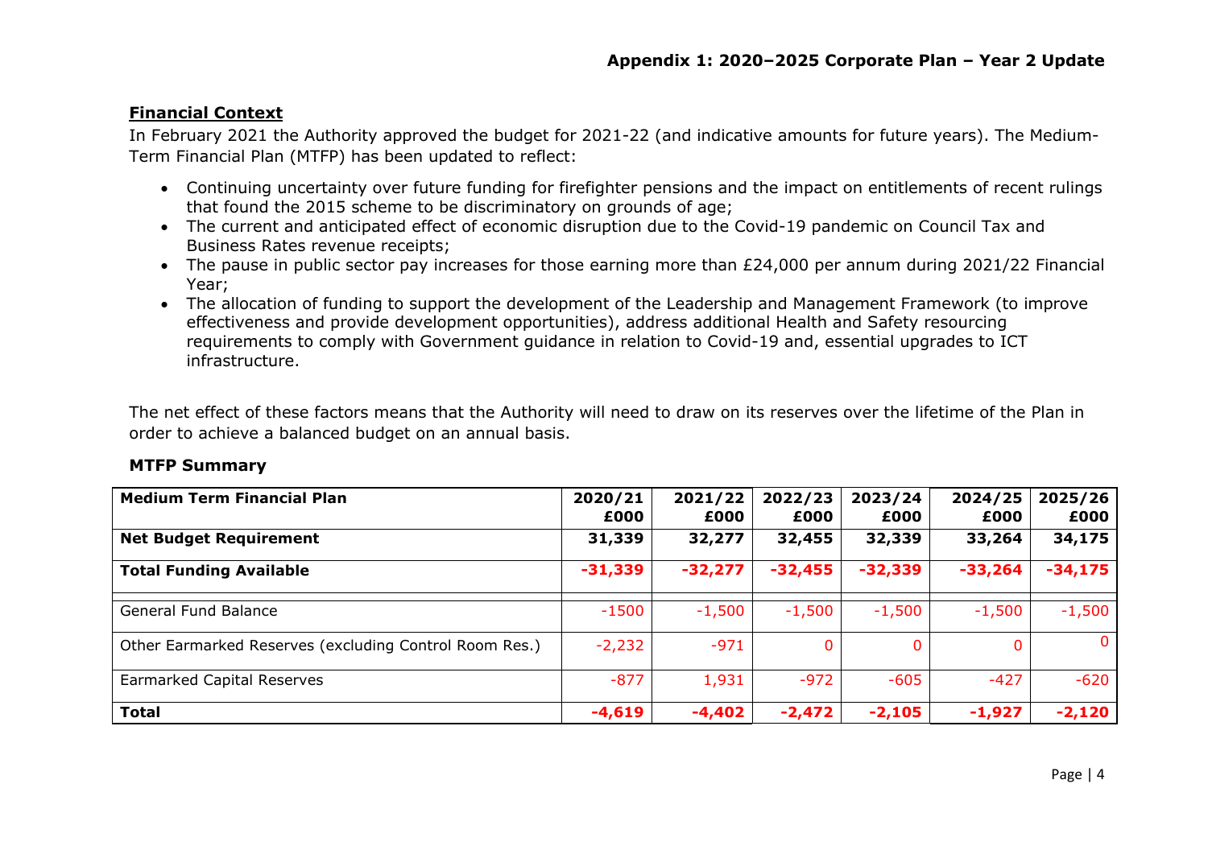## Financial Context

In February 2021 the Authority approved the budget for 2021-22 (and indicative amounts for future years). The Medium-Term Financial Plan (MTFP) has been updated to reflect:

- Continuing uncertainty over future funding for firefighter pensions and the impact on entitlements of recent rulings that found the 2015 scheme to be discriminatory on grounds of age;
- The current and anticipated effect of economic disruption due to the Covid-19 pandemic on Council Tax and Business Rates revenue receipts;
- The pause in public sector pay increases for those earning more than £24,000 per annum during 2021/22 Financial Year;
- The allocation of funding to support the development of the Leadership and Management Framework (to improve effectiveness and provide development opportunities), address additional Health and Safety resourcing requirements to comply with Government guidance in relation to Covid-19 and, essential upgrades to ICT infrastructure.

The net effect of these factors means that the Authority will need to draw on its reserves over the lifetime of the Plan in order to achieve a balanced budget on an annual basis.

### MTFP Summary

| Medium Term Financial Plan | 2020/21 £000 | 2021/22 £000 | 2022/23 £000 | 2023/24 £000 | 2024/25 £000 | 2025/26 £000 |
|---|---|---|---|---|---|---|
| **Net Budget Requirement** | **31,339** | **32,277** | **32,455** | **32,339** | **33,264** | **34,175** |
| **Total Funding Available** | **-31,339** | **-32,277** | **-32,455** | **-32,339** | **-33,264** | **-34,175** |
| | | | | | | |
| General Fund Balance | -1500 | -1,500 | -1,500 | -1,500 | -1,500 | -1,500 |
| Other Earmarked Reserves (excluding Control Room Res.) | -2,232 | -971 | 0 | 0 | 0 | 0 |
| Earmarked Capital Reserves | -877 | 1,931 | -972 | -605 | -427 | -620 |
| **Total** | **-4,619** | **-4,402** | **-2,472** | **-2,105** | **-1,927** | **-2,120** |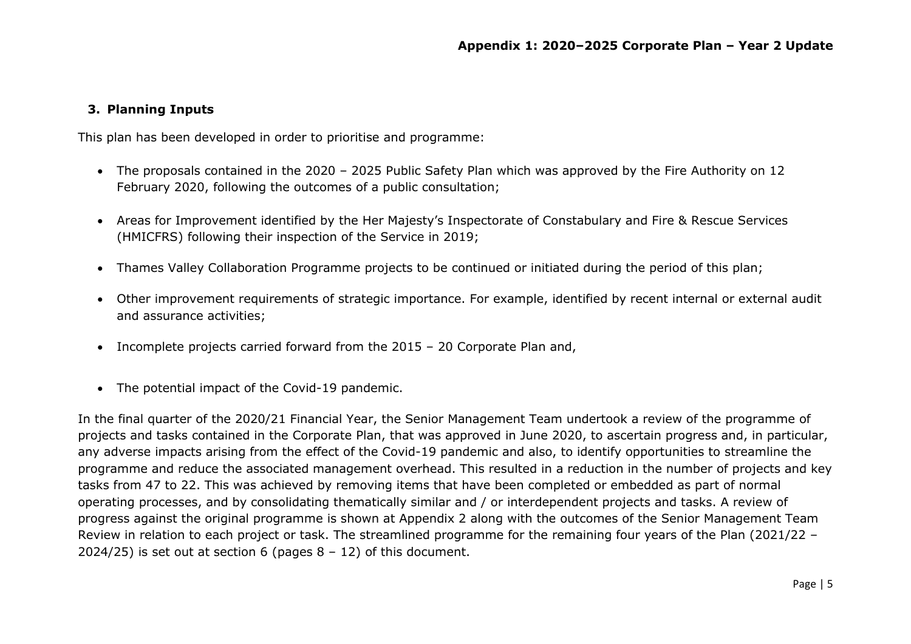## 3. Planning Inputs

This plan has been developed in order to prioritise and programme:

- The proposals contained in the 2020 – 2025 Public Safety Plan which was approved by the Fire Authority on 12 February 2020, following the outcomes of a public consultation;
- Areas for Improvement identified by the Her Majesty's Inspectorate of Constabulary and Fire & Rescue Services (HMICFRS) following their inspection of the Service in 2019;
- Thames Valley Collaboration Programme projects to be continued or initiated during the period of this plan;
- Other improvement requirements of strategic importance. For example, identified by recent internal or external audit and assurance activities;
- Incomplete projects carried forward from the 2015 – 20 Corporate Plan and,
- The potential impact of the Covid-19 pandemic.

In the final quarter of the 2020/21 Financial Year, the Senior Management Team undertook a review of the programme of projects and tasks contained in the Corporate Plan, that was approved in June 2020, to ascertain progress and, in particular, any adverse impacts arising from the effect of the Covid-19 pandemic and also, to identify opportunities to streamline the programme and reduce the associated management overhead. This resulted in a reduction in the number of projects and key tasks from 47 to 22. This was achieved by removing items that have been completed or embedded as part of normal operating processes, and by consolidating thematically similar and / or interdependent projects and tasks. A review of progress against the original programme is shown at Appendix 2 along with the outcomes of the Senior Management Team Review in relation to each project or task. The streamlined programme for the remaining four years of the Plan (2021/22 – 2024/25) is set out at section 6 (pages 8 – 12) of this document.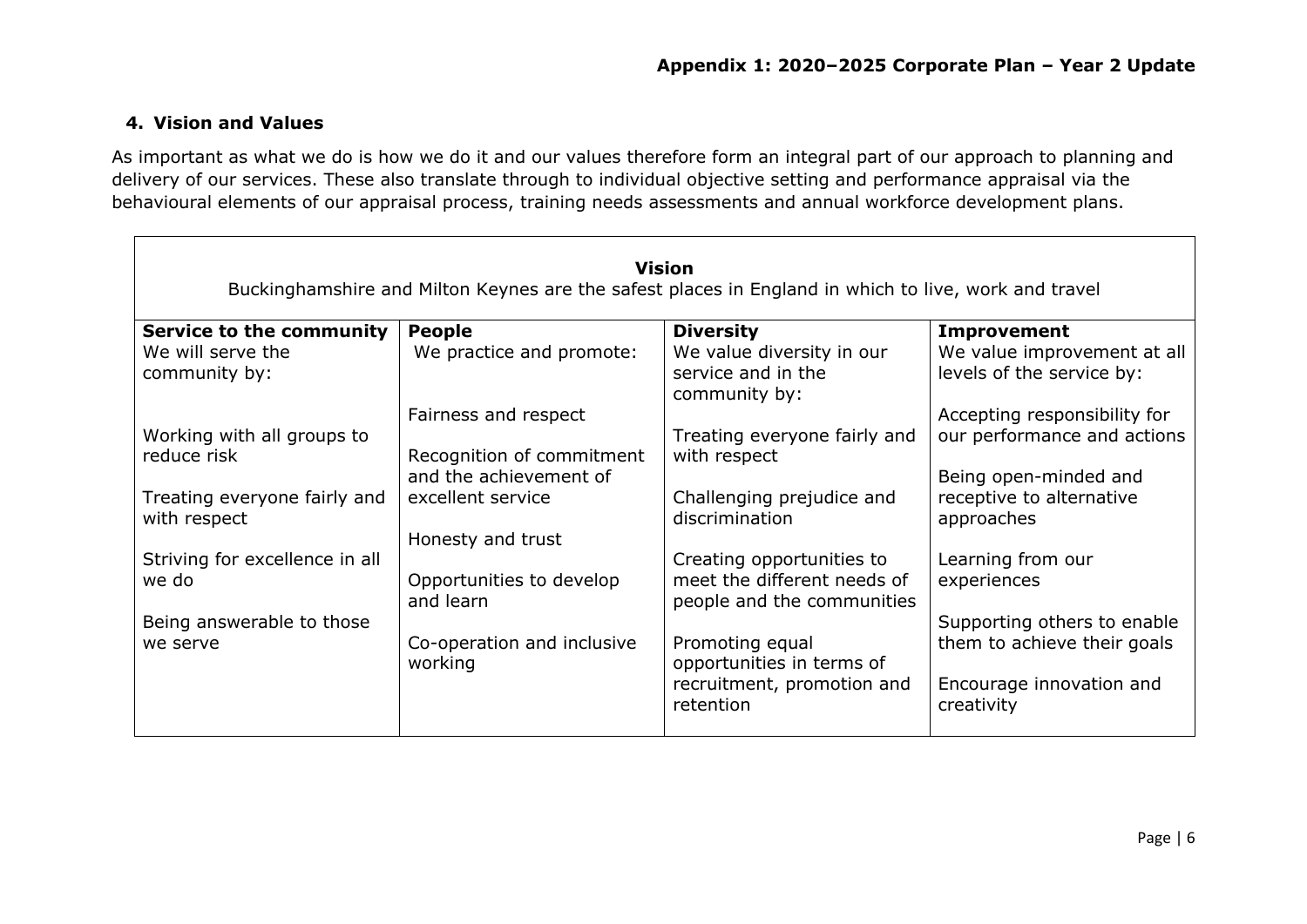## 4. Vision and Values

As important as what we do is how we do it and our values therefore form an integral part of our approach to planning and delivery of our services. These also translate through to individual objective setting and performance appraisal via the behavioural elements of our appraisal process, training needs assessments and annual workforce development plans.

| **Vision**<br>Buckinghamshire and Milton Keynes are the safest places in England in which to live, work and travel | | | |
|---|---|---|---|
| **Service to the community**<br>We will serve the community by:<br><br>Working with all groups to reduce risk<br><br>Treating everyone fairly and with respect<br><br>Striving for excellence in all we do<br><br>Being answerable to those we serve | **People**<br>We practice and promote:<br><br>Fairness and respect<br><br>Recognition of commitment and the achievement of excellent service<br><br>Honesty and trust<br><br>Opportunities to develop and learn<br><br>Co-operation and inclusive working | **Diversity**<br>We value diversity in our service and in the community by:<br><br>Treating everyone fairly and with respect<br><br>Challenging prejudice and discrimination<br><br>Creating opportunities to meet the different needs of people and the communities<br><br>Promoting equal opportunities in terms of recruitment, promotion and retention | **Improvement**<br>We value improvement at all levels of the service by:<br><br>Accepting responsibility for our performance and actions<br><br>Being open-minded and receptive to alternative approaches<br><br>Learning from our experiences<br><br>Supporting others to enable them to achieve their goals<br><br>Encourage innovation and creativity |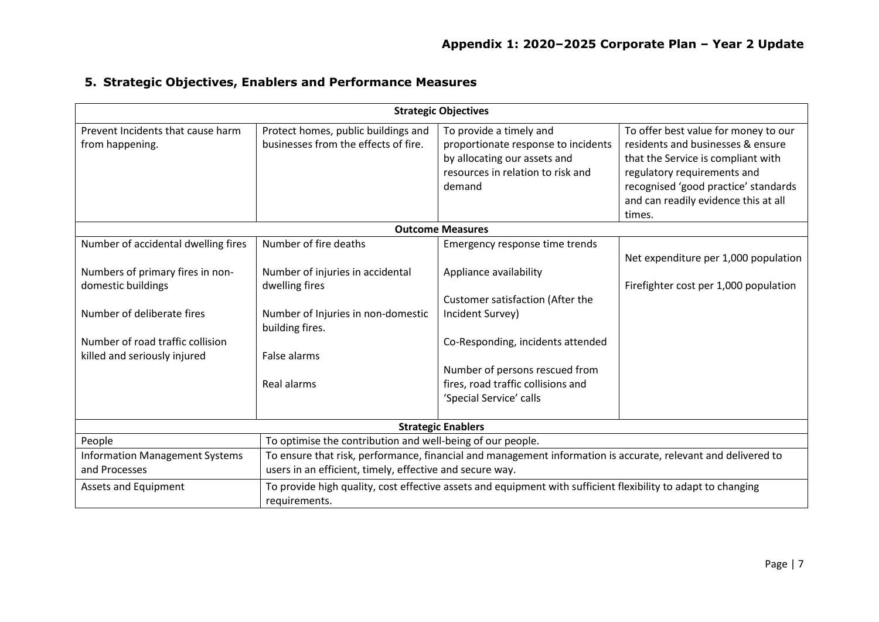## 5. Strategic Objectives, Enablers and Performance Measures

| Strategic Objectives | | | |
|---|---|---|---|
| Prevent Incidents that cause harm from happening. | Protect homes, public buildings and businesses from the effects of fire. | To provide a timely and proportionate response to incidents by allocating our assets and resources in relation to risk and demand | To offer best value for money to our residents and businesses & ensure that the Service is compliant with regulatory requirements and recognised 'good practice' standards and can readily evidence this at all times. |
| **Outcome Measures** | | | |
| Number of accidental dwelling fires<br><br>Numbers of primary fires in non-domestic buildings<br><br>Number of deliberate fires<br><br>Number of road traffic collision killed and seriously injured | Number of fire deaths<br><br>Number of injuries in accidental dwelling fires<br><br>Number of Injuries in non-domestic building fires.<br><br>False alarms<br><br>Real alarms | Emergency response time trends<br><br>Appliance availability<br><br>Customer satisfaction (After the Incident Survey)<br><br>Co-Responding, incidents attended<br><br>Number of persons rescued from fires, road traffic collisions and 'Special Service' calls | Net expenditure per 1,000 population<br><br>Firefighter cost per 1,000 population |

| Strategic Enablers | |
|---|---|
| People | To optimise the contribution and well-being of our people. |
| Information Management Systems and Processes | To ensure that risk, performance, financial and management information is accurate, relevant and delivered to users in an efficient, timely, effective and secure way. |
| Assets and Equipment | To provide high quality, cost effective assets and equipment with sufficient flexibility to adapt to changing requirements. |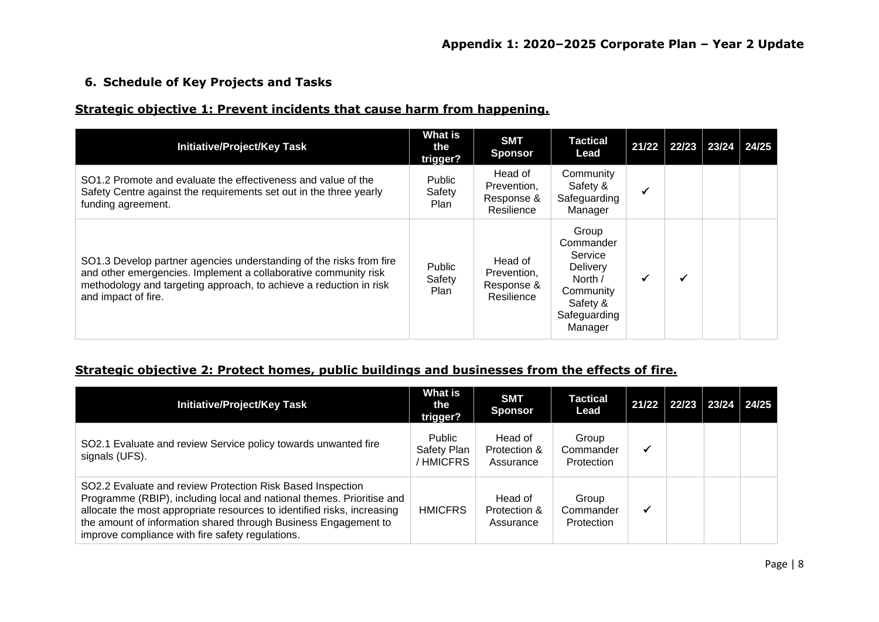### 6. Schedule of Key Projects and Tasks

**Strategic objective 1: Prevent incidents that cause harm from happening.**

| Initiative/Project/Key Task | What is the trigger? | SMT Sponsor | Tactical Lead | 21/22 | 22/23 | 23/24 | 24/25 |
|---|---|---|---|---|---|---|---|
| SO1.2 Promote and evaluate the effectiveness and value of the Safety Centre against the requirements set out in the three yearly funding agreement. | Public Safety Plan | Head of Prevention, Response & Resilience | Community Safety & Safeguarding Manager | ✓ | | | |
| SO1.3 Develop partner agencies understanding of the risks from fire and other emergencies. Implement a collaborative community risk methodology and targeting approach, to achieve a reduction in risk and impact of fire. | Public Safety Plan | Head of Prevention, Response & Resilience | Group Commander Service Delivery North / Community Safety & Safeguarding Manager | ✓ | ✓ | | |

**Strategic objective 2: Protect homes, public buildings and businesses from the effects of fire.**

| Initiative/Project/Key Task | What is the trigger? | SMT Sponsor | Tactical Lead | 21/22 | 22/23 | 23/24 | 24/25 |
|---|---|---|---|---|---|---|---|
| SO2.1 Evaluate and review Service policy towards unwanted fire signals (UFS). | Public Safety Plan / HMICFRS | Head of Protection & Assurance | Group Commander Protection | ✓ | | | |
| SO2.2 Evaluate and review Protection Risk Based Inspection Programme (RBIP), including local and national themes. Prioritise and allocate the most appropriate resources to identified risks, increasing the amount of information shared through Business Engagement to improve compliance with fire safety regulations. | HMICFRS | Head of Protection & Assurance | Group Commander Protection | ✓ | | | |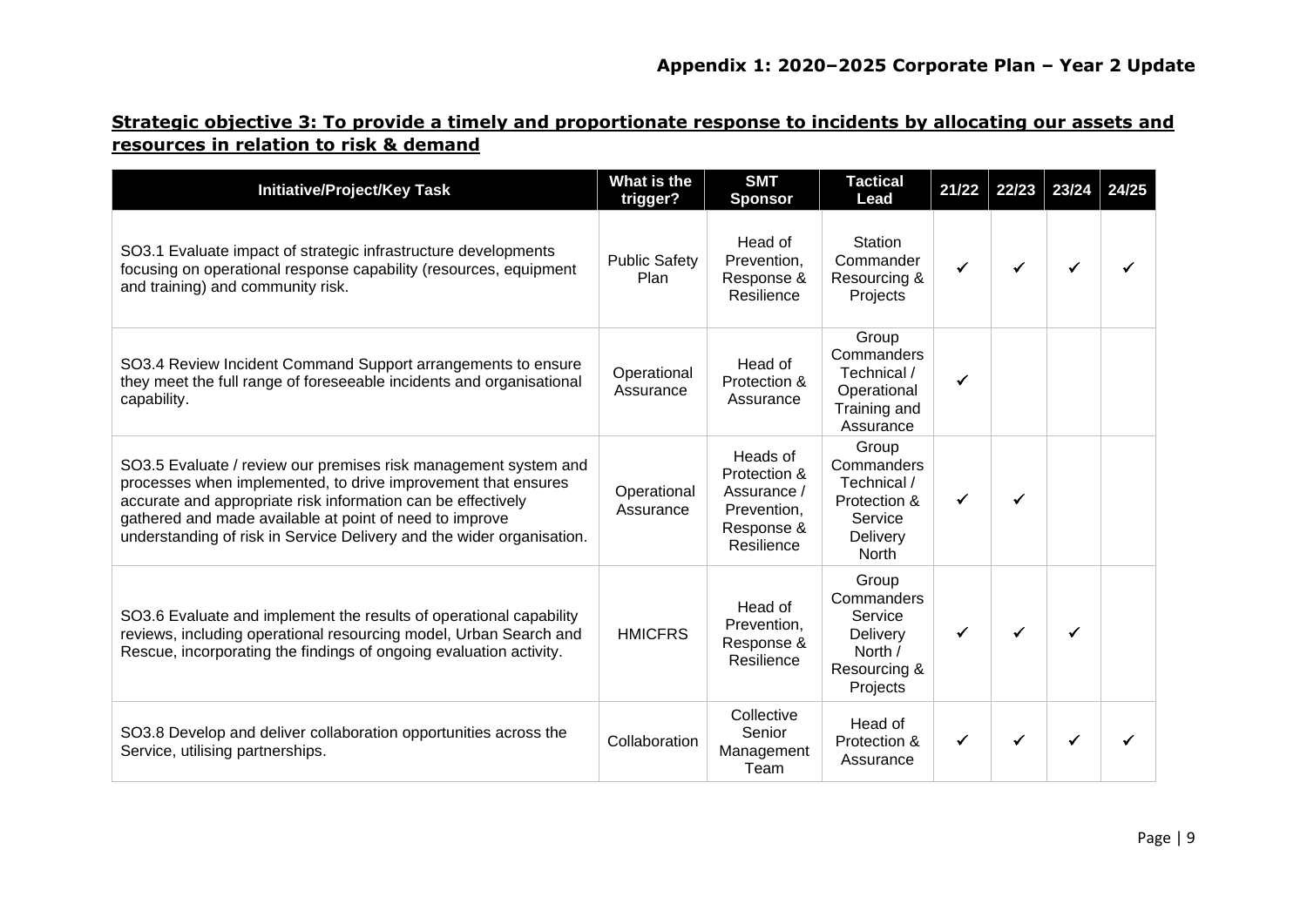## Strategic objective 3: To provide a timely and proportionate response to incidents by allocating our assets and resources in relation to risk & demand

| Initiative/Project/Key Task | What is the trigger? | SMT Sponsor | Tactical Lead | 21/22 | 22/23 | 23/24 | 24/25 |
|---|---|---|---|---|---|---|---|
| SO3.1 Evaluate impact of strategic infrastructure developments focusing on operational response capability (resources, equipment and training) and community risk. | Public Safety Plan | Head of Prevention, Response & Resilience | Station Commander Resourcing & Projects | ✓ | ✓ | ✓ | ✓ |
| SO3.4 Review Incident Command Support arrangements to ensure they meet the full range of foreseeable incidents and organisational capability. | Operational Assurance | Head of Protection & Assurance | Group Commanders Technical / Operational Training and Assurance | ✓ | | | |
| SO3.5 Evaluate / review our premises risk management system and processes when implemented, to drive improvement that ensures accurate and appropriate risk information can be effectively gathered and made available at point of need to improve understanding of risk in Service Delivery and the wider organisation. | Operational Assurance | Heads of Protection & Assurance / Prevention, Response & Resilience | Group Commanders Technical / Protection & Service Delivery North | ✓ | ✓ | | |
| SO3.6 Evaluate and implement the results of operational capability reviews, including operational resourcing model, Urban Search and Rescue, incorporating the findings of ongoing evaluation activity. | HMICFRS | Head of Prevention, Response & Resilience | Group Commanders Service Delivery North / Resourcing & Projects | ✓ | ✓ | ✓ | |
| SO3.8 Develop and deliver collaboration opportunities across the Service, utilising partnerships. | Collaboration | Collective Senior Management Team | Head of Protection & Assurance | ✓ | ✓ | ✓ | ✓ |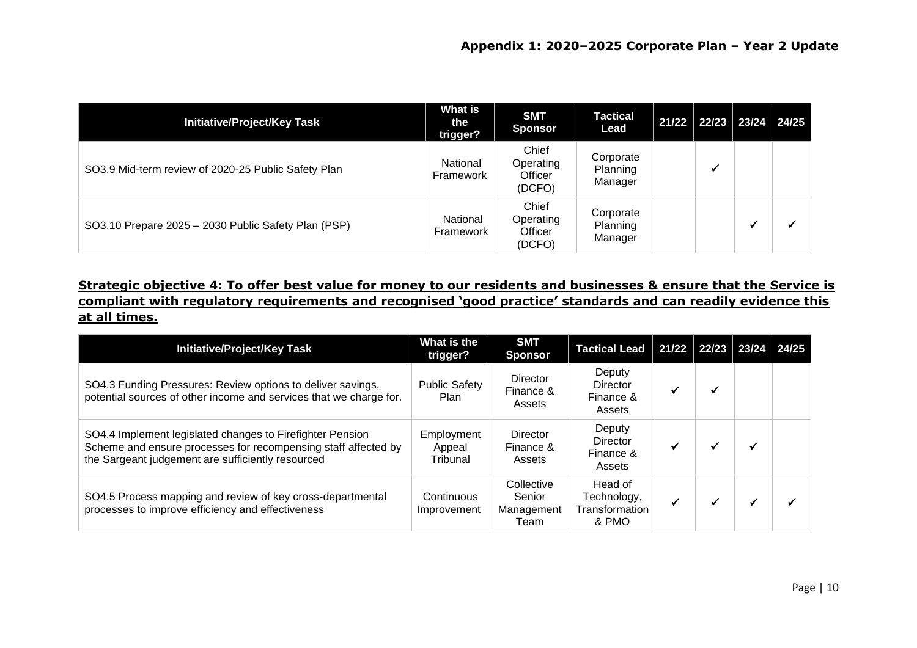| Initiative/Project/Key Task | What is the trigger? | SMT Sponsor | Tactical Lead | 21/22 | 22/23 | 23/24 | 24/25 |
|---|---|---|---|---|---|---|---|
| SO3.9 Mid-term review of 2020-25 Public Safety Plan | National Framework | Chief Operating Officer (DCFO) | Corporate Planning Manager | | ✓ | | |
| SO3.10 Prepare 2025 – 2030 Public Safety Plan (PSP) | National Framework | Chief Operating Officer (DCFO) | Corporate Planning Manager | | | ✓ | ✓ |

## Strategic objective 4: To offer best value for money to our residents and businesses & ensure that the Service is compliant with regulatory requirements and recognised 'good practice' standards and can readily evidence this at all times.

| Initiative/Project/Key Task | What is the trigger? | SMT Sponsor | Tactical Lead | 21/22 | 22/23 | 23/24 | 24/25 |
|---|---|---|---|---|---|---|---|
| SO4.3 Funding Pressures: Review options to deliver savings, potential sources of other income and services that we charge for. | Public Safety Plan | Director Finance & Assets | Deputy Director Finance & Assets | ✓ | ✓ | | |
| SO4.4 Implement legislated changes to Firefighter Pension Scheme and ensure processes for recompensing staff affected by the Sargeant judgement are sufficiently resourced | Employment Appeal Tribunal | Director Finance & Assets | Deputy Director Finance & Assets | ✓ | ✓ | ✓ | |
| SO4.5 Process mapping and review of key cross-departmental processes to improve efficiency and effectiveness | Continuous Improvement | Collective Senior Management Team | Head of Technology, Transformation & PMO | ✓ | ✓ | ✓ | ✓ |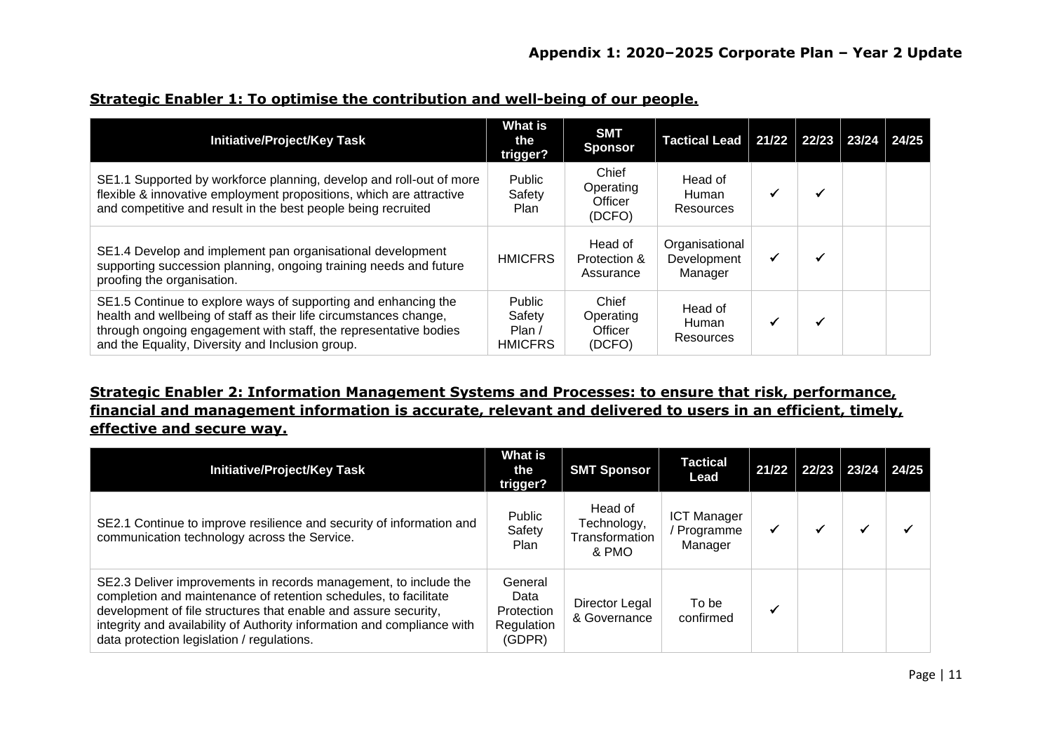## Appendix 1: 2020–2025 Corporate Plan – Year 2 Update

### Strategic Enabler 1: To optimise the contribution and well-being of our people.

| Initiative/Project/Key Task | What is the trigger? | SMT Sponsor | Tactical Lead | 21/22 | 22/23 | 23/24 | 24/25 |
|---|---|---|---|---|---|---|---|
| SE1.1 Supported by workforce planning, develop and roll-out of more flexible & innovative employment propositions, which are attractive and competitive and result in the best people being recruited | Public Safety Plan | Chief Operating Officer (DCFO) | Head of Human Resources | ✓ | ✓ | | |
| SE1.4 Develop and implement pan organisational development supporting succession planning, ongoing training needs and future proofing the organisation. | HMICFRS | Head of Protection & Assurance | Organisational Development Manager | ✓ | ✓ | | |
| SE1.5 Continue to explore ways of supporting and enhancing the health and wellbeing of staff as their life circumstances change, through ongoing engagement with staff, the representative bodies and the Equality, Diversity and Inclusion group. | Public Safety Plan / HMICFRS | Chief Operating Officer (DCFO) | Head of Human Resources | ✓ | ✓ | | |

### Strategic Enabler 2: Information Management Systems and Processes: to ensure that risk, performance, financial and management information is accurate, relevant and delivered to users in an efficient, timely, effective and secure way.

| Initiative/Project/Key Task | What is the trigger? | SMT Sponsor | Tactical Lead | 21/22 | 22/23 | 23/24 | 24/25 |
|---|---|---|---|---|---|---|---|
| SE2.1 Continue to improve resilience and security of information and communication technology across the Service. | Public Safety Plan | Head of Technology, Transformation & PMO | ICT Manager / Programme Manager | ✓ | ✓ | ✓ | ✓ |
| SE2.3 Deliver improvements in records management, to include the completion and maintenance of retention schedules, to facilitate development of file structures that enable and assure security, integrity and availability of Authority information and compliance with data protection legislation / regulations. | General Data Protection Regulation (GDPR) | Director Legal & Governance | To be confirmed | ✓ | | | |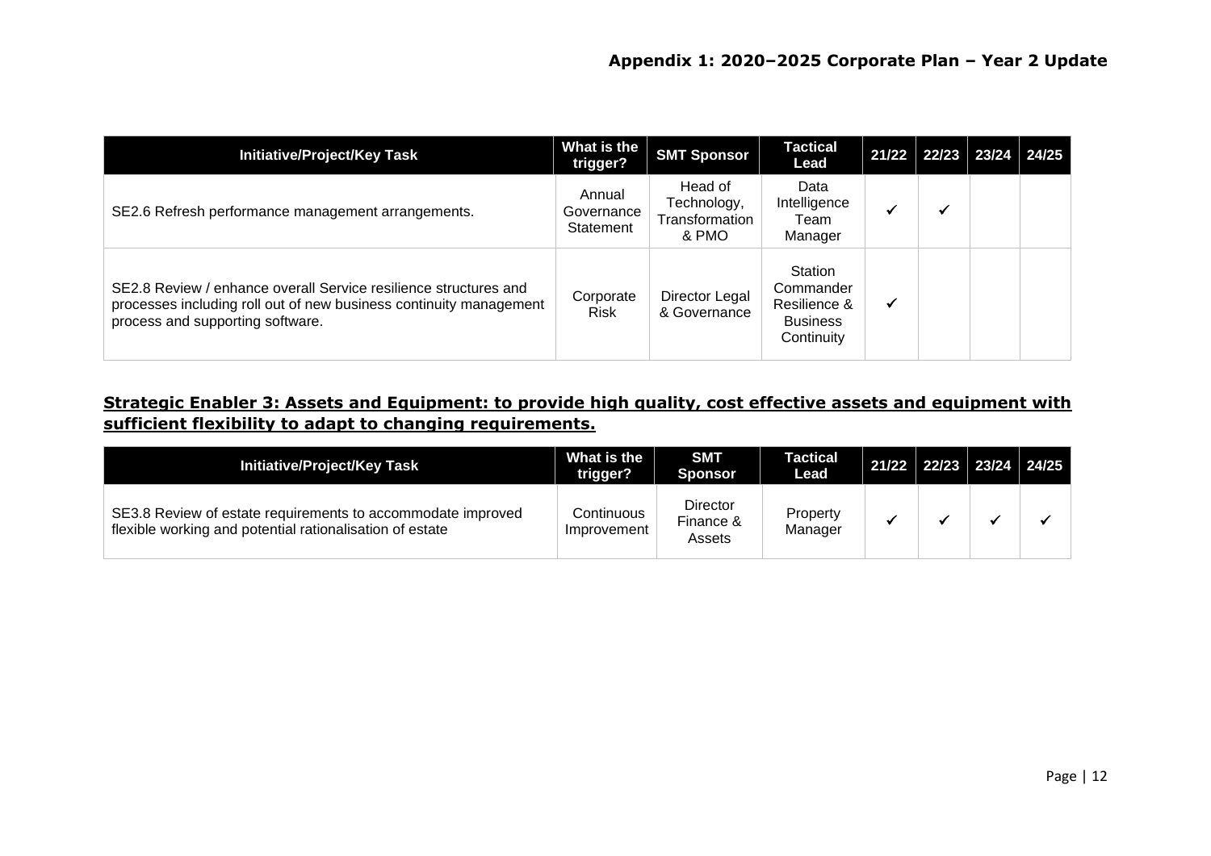| Initiative/Project/Key Task | What is the trigger? | SMT Sponsor | Tactical Lead | 21/22 | 22/23 | 23/24 | 24/25 |
|---|---|---|---|---|---|---|---|
| SE2.6 Refresh performance management arrangements. | Annual Governance Statement | Head of Technology, Transformation & PMO | Data Intelligence Team Manager | ✓ | ✓ | | |
| SE2.8 Review / enhance overall Service resilience structures and processes including roll out of new business continuity management process and supporting software. | Corporate Risk | Director Legal & Governance | Station Commander Resilience & Business Continuity | ✓ | | | |

## Strategic Enabler 3: Assets and Equipment: to provide high quality, cost effective assets and equipment with sufficient flexibility to adapt to changing requirements.

| Initiative/Project/Key Task | What is the trigger? | SMT Sponsor | Tactical Lead | 21/22 | 22/23 | 23/24 | 24/25 |
|---|---|---|---|---|---|---|---|
| SE3.8 Review of estate requirements to accommodate improved flexible working and potential rationalisation of estate | Continuous Improvement | Director Finance & Assets | Property Manager | ✓ | ✓ | ✓ | ✓ |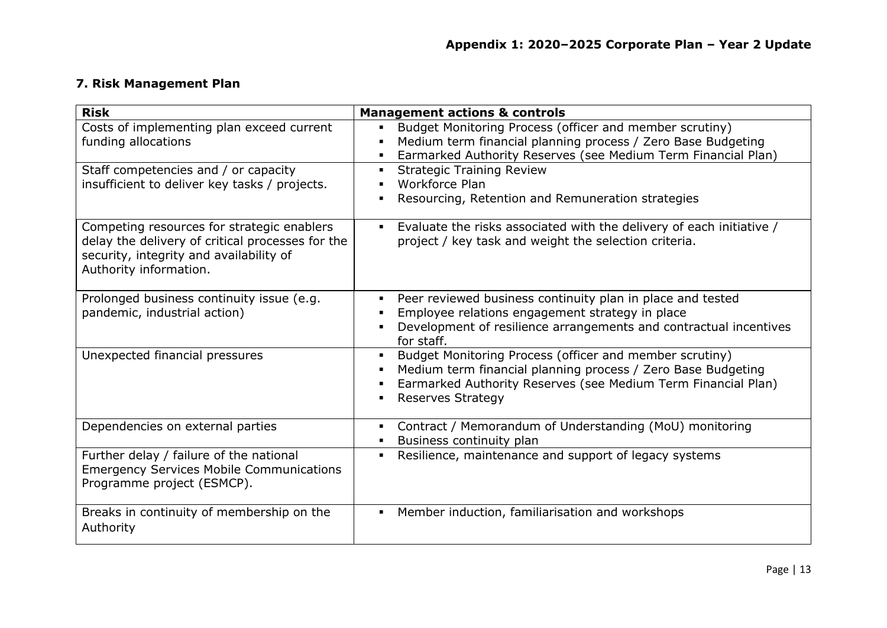## 7. Risk Management Plan

| Risk | Management actions & controls |
|---|---|
| Costs of implementing plan exceed current funding allocations | ▪ Budget Monitoring Process (officer and member scrutiny)<br>▪ Medium term financial planning process / Zero Base Budgeting<br>▪ Earmarked Authority Reserves (see Medium Term Financial Plan) |
| Staff competencies and / or capacity insufficient to deliver key tasks / projects. | ▪ Strategic Training Review<br>▪ Workforce Plan<br>▪ Resourcing, Retention and Remuneration strategies |
| Competing resources for strategic enablers delay the delivery of critical processes for the security, integrity and availability of Authority information. | ▪ Evaluate the risks associated with the delivery of each initiative / project / key task and weight the selection criteria. |
| Prolonged business continuity issue (e.g. pandemic, industrial action) | ▪ Peer reviewed business continuity plan in place and tested<br>▪ Employee relations engagement strategy in place<br>▪ Development of resilience arrangements and contractual incentives for staff. |
| Unexpected financial pressures | ▪ Budget Monitoring Process (officer and member scrutiny)<br>▪ Medium term financial planning process / Zero Base Budgeting<br>▪ Earmarked Authority Reserves (see Medium Term Financial Plan)<br>▪ Reserves Strategy |
| Dependencies on external parties | ▪ Contract / Memorandum of Understanding (MoU) monitoring<br>▪ Business continuity plan |
| Further delay / failure of the national Emergency Services Mobile Communications Programme project (ESMCP). | ▪ Resilience, maintenance and support of legacy systems |
| Breaks in continuity of membership on the Authority | ▪ Member induction, familiarisation and workshops |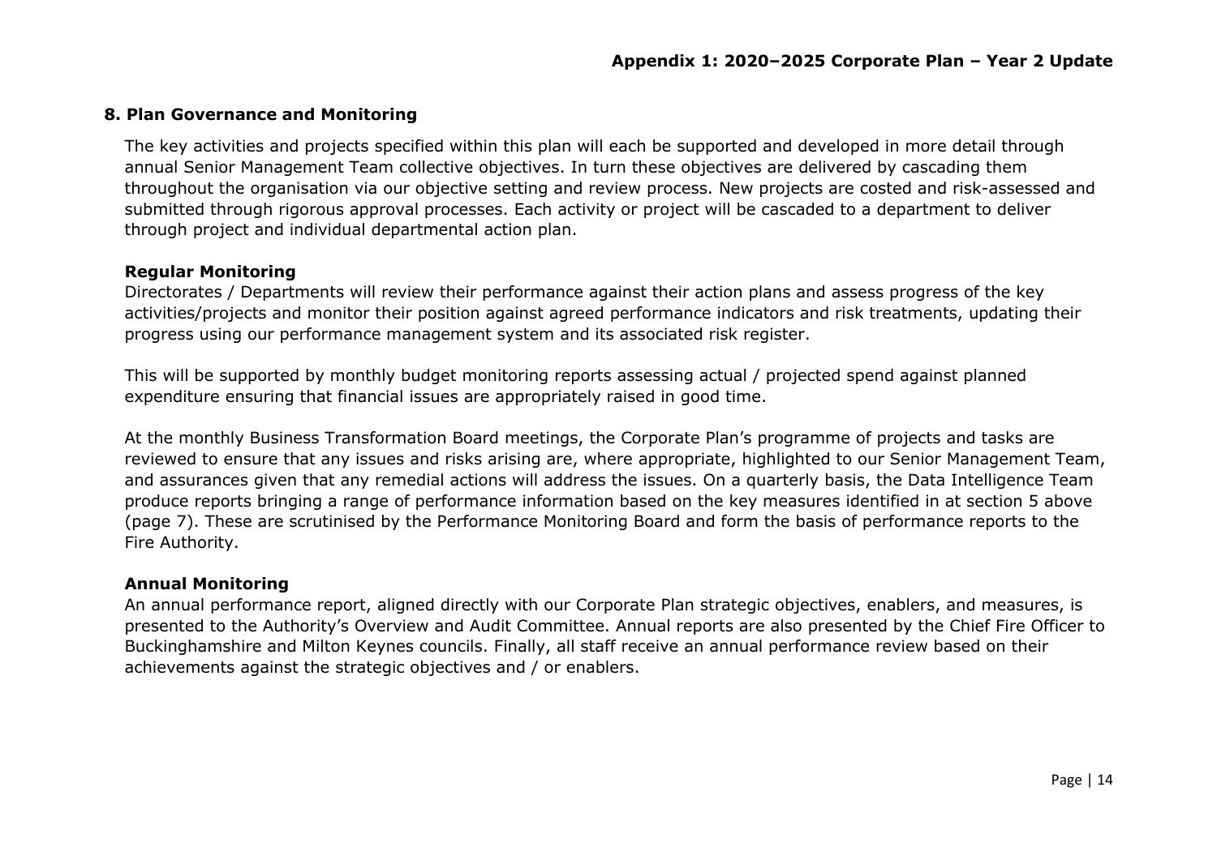## 8. Plan Governance and Monitoring

The key activities and projects specified within this plan will each be supported and developed in more detail through annual Senior Management Team collective objectives. In turn these objectives are delivered by cascading them throughout the organisation via our objective setting and review process. New projects are costed and risk-assessed and submitted through rigorous approval processes. Each activity or project will be cascaded to a department to deliver through project and individual departmental action plan.

### Regular Monitoring

Directorates / Departments will review their performance against their action plans and assess progress of the key activities/projects and monitor their position against agreed performance indicators and risk treatments, updating their progress using our performance management system and its associated risk register.

This will be supported by monthly budget monitoring reports assessing actual / projected spend against planned expenditure ensuring that financial issues are appropriately raised in good time.

At the monthly Business Transformation Board meetings, the Corporate Plan's programme of projects and tasks are reviewed to ensure that any issues and risks arising are, where appropriate, highlighted to our Senior Management Team, and assurances given that any remedial actions will address the issues. On a quarterly basis, the Data Intelligence Team produce reports bringing a range of performance information based on the key measures identified in at section 5 above (page 7). These are scrutinised by the Performance Monitoring Board and form the basis of performance reports to the Fire Authority.

### Annual Monitoring

An annual performance report, aligned directly with our Corporate Plan strategic objectives, enablers, and measures, is presented to the Authority's Overview and Audit Committee. Annual reports are also presented by the Chief Fire Officer to Buckinghamshire and Milton Keynes councils. Finally, all staff receive an annual performance review based on their achievements against the strategic objectives and / or enablers.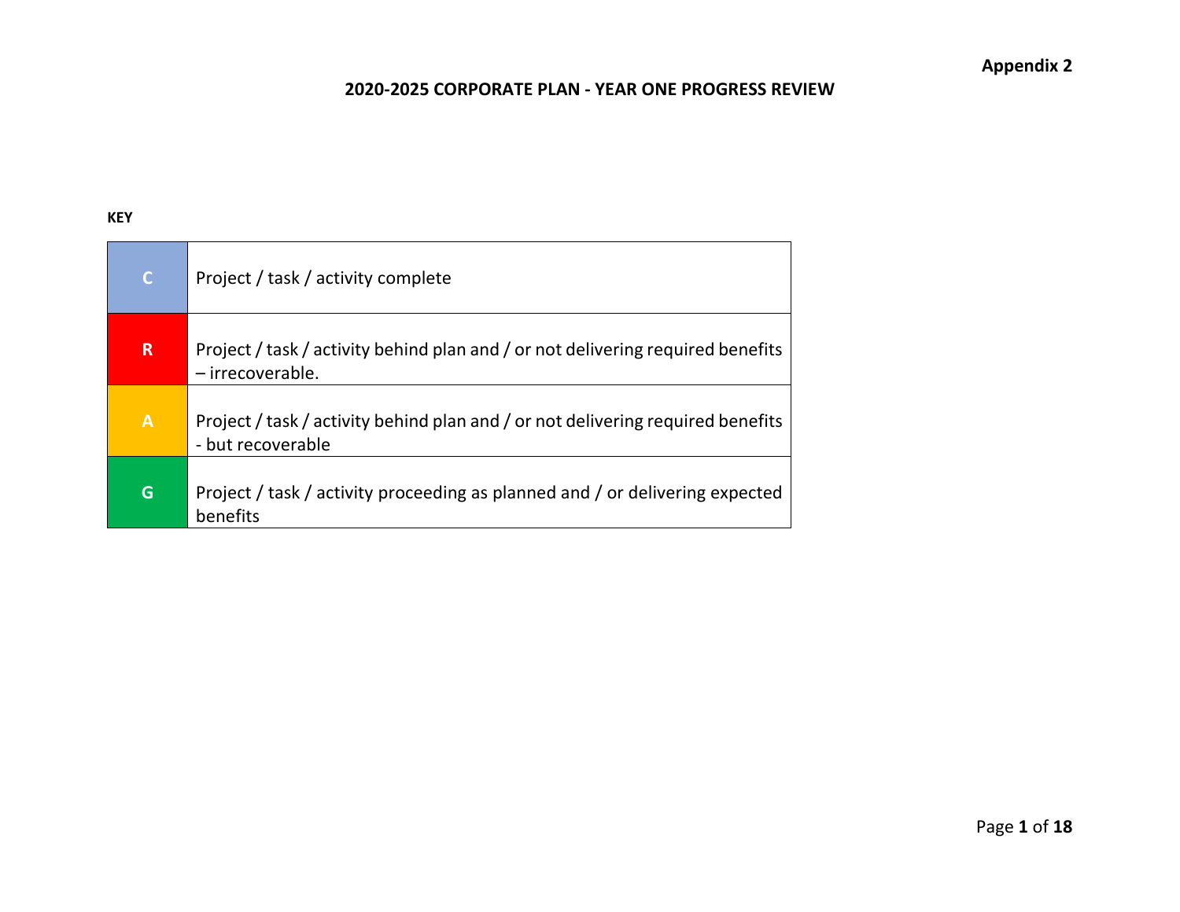**Appendix 2**

# 2020-2025 CORPORATE PLAN - YEAR ONE PROGRESS REVIEW

**KEY**

| | |
|---|---|
| C | Project / task / activity complete |
| R | Project / task / activity behind plan and / or not delivering required benefits – irrecoverable. |
| A | Project / task / activity behind plan and / or not delivering required benefits - but recoverable |
| G | Project / task / activity proceeding as planned and / or delivering expected benefits |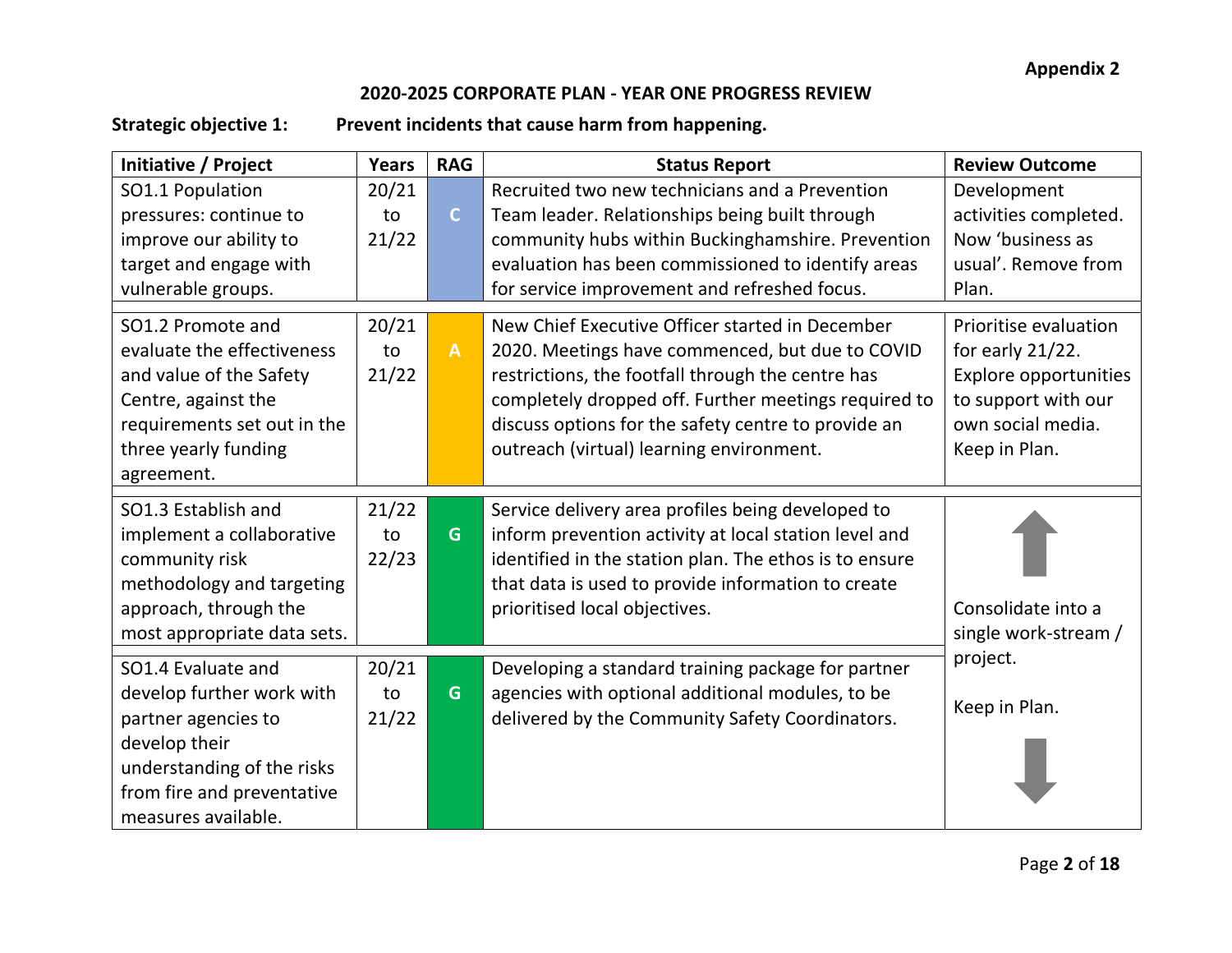**Appendix 2**

## 2020-2025 CORPORATE PLAN - YEAR ONE PROGRESS REVIEW

**Strategic objective 1: Prevent incidents that cause harm from happening.**

| Initiative / Project | Years | RAG | Status Report | Review Outcome |
|---|---|---|---|---|
| SO1.1 Population pressures: continue to improve our ability to target and engage with vulnerable groups. | 20/21 to 21/22 | C | Recruited two new technicians and a Prevention Team leader. Relationships being built through community hubs within Buckinghamshire. Prevention evaluation has been commissioned to identify areas for service improvement and refreshed focus. | Development activities completed. Now 'business as usual'. Remove from Plan. |
| SO1.2 Promote and evaluate the effectiveness and value of the Safety Centre, against the requirements set out in the three yearly funding agreement. | 20/21 to 21/22 | A | New Chief Executive Officer started in December 2020. Meetings have commenced, but due to COVID restrictions, the footfall through the centre has completely dropped off. Further meetings required to discuss options for the safety centre to provide an outreach (virtual) learning environment. | Prioritise evaluation for early 21/22. Explore opportunities to support with our own social media. Keep in Plan. |
| SO1.3 Establish and implement a collaborative community risk methodology and targeting approach, through the most appropriate data sets. | 21/22 to 22/23 | G | Service delivery area profiles being developed to inform prevention activity at local station level and identified in the station plan. The ethos is to ensure that data is used to provide information to create prioritised local objectives. | Consolidate into a single work-stream / project. Keep in Plan. (applies to SO1.3 and SO1.4) |
| SO1.4 Evaluate and develop further work with partner agencies to develop their understanding of the risks from fire and preventative measures available. | 20/21 to 21/22 | G | Developing a standard training package for partner agencies with optional additional modules, to be delivered by the Community Safety Coordinators. | |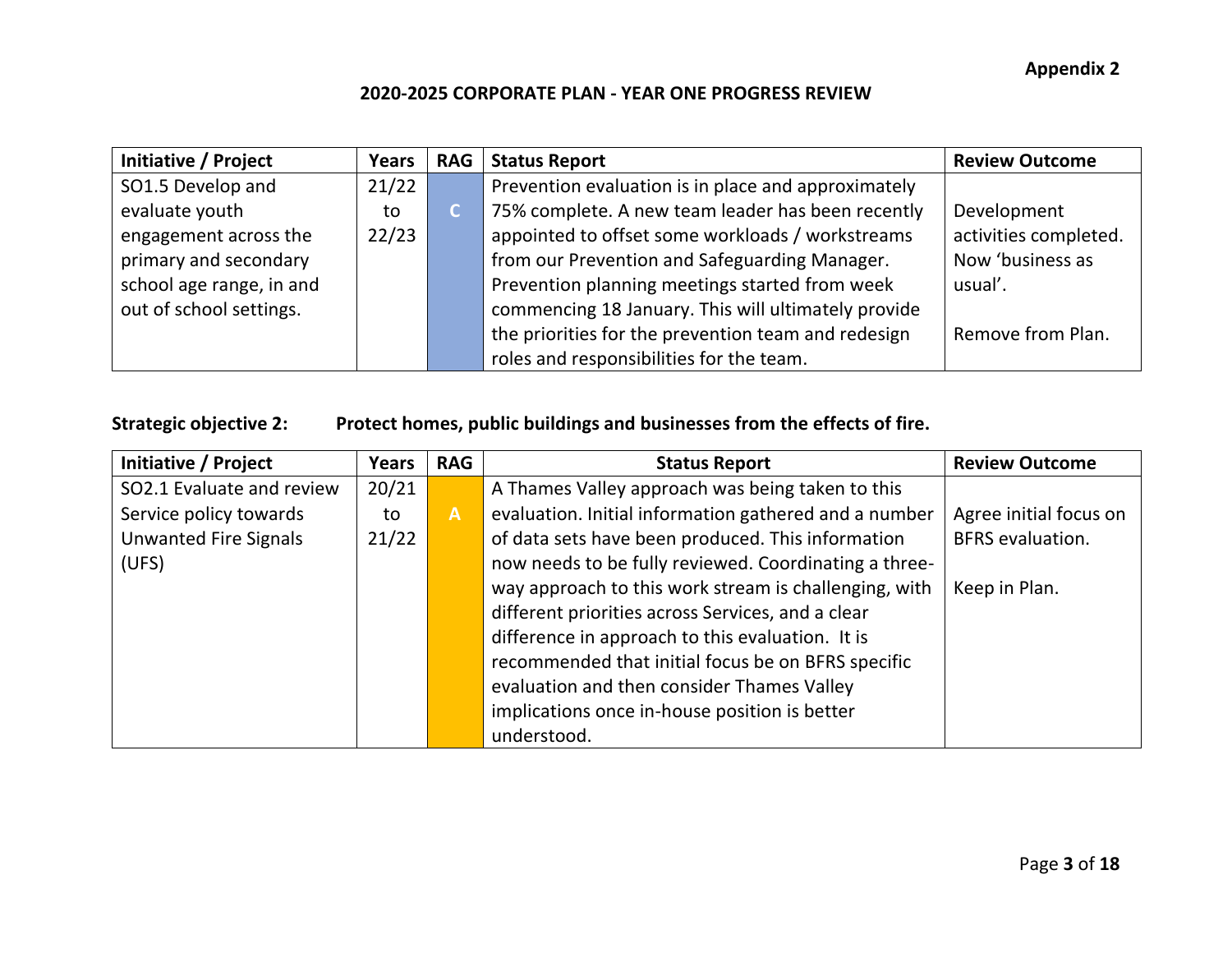**Appendix 2**

**2020-2025 CORPORATE PLAN - YEAR ONE PROGRESS REVIEW**

| Initiative / Project | Years | RAG | Status Report | Review Outcome |
|---|---|---|---|---|
| SO1.5 Develop and evaluate youth engagement across the primary and secondary school age range, in and out of school settings. | 21/22 to 22/23 | C | Prevention evaluation is in place and approximately 75% complete. A new team leader has been recently appointed to offset some workloads / workstreams from our Prevention and Safeguarding Manager. Prevention planning meetings started from week commencing 18 January. This will ultimately provide the priorities for the prevention team and redesign roles and responsibilities for the team. | Development activities completed. Now 'business as usual'. Remove from Plan. |

**Strategic objective 2: Protect homes, public buildings and businesses from the effects of fire.**

| Initiative / Project | Years | RAG | Status Report | Review Outcome |
|---|---|---|---|---|
| SO2.1 Evaluate and review Service policy towards Unwanted Fire Signals (UFS) | 20/21 to 21/22 | A | A Thames Valley approach was being taken to this evaluation. Initial information gathered and a number of data sets have been produced. This information now needs to be fully reviewed. Coordinating a three-way approach to this work stream is challenging, with different priorities across Services, and a clear difference in approach to this evaluation. It is recommended that initial focus be on BFRS specific evaluation and then consider Thames Valley implications once in-house position is better understood. | Agree initial focus on BFRS evaluation. Keep in Plan. |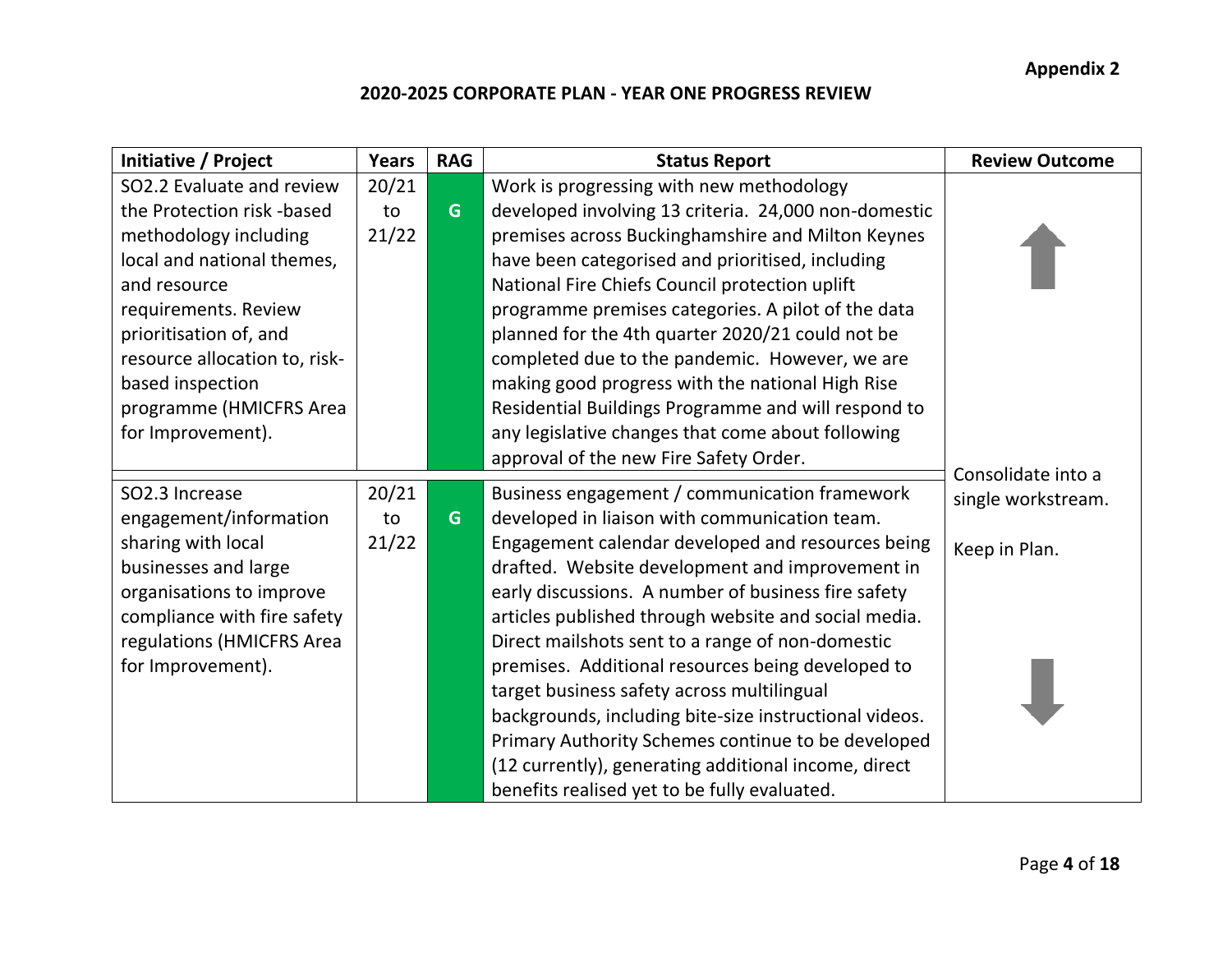**Appendix 2**

**2020-2025 CORPORATE PLAN - YEAR ONE PROGRESS REVIEW**

| Initiative / Project | Years | RAG | Status Report | Review Outcome |
|---|---|---|---|---|
| SO2.2 Evaluate and review the Protection risk -based methodology including local and national themes, and resource requirements. Review prioritisation of, and resource allocation to, risk-based inspection programme (HMICFRS Area for Improvement). | 20/21 to 21/22 | G | Work is progressing with new methodology developed involving 13 criteria. 24,000 non-domestic premises across Buckinghamshire and Milton Keynes have been categorised and prioritised, including National Fire Chiefs Council protection uplift programme premises categories. A pilot of the data planned for the 4th quarter 2020/21 could not be completed due to the pandemic. However, we are making good progress with the national High Rise Residential Buildings Programme and will respond to any legislative changes that come about following approval of the new Fire Safety Order. | Consolidate into a single workstream. Keep in Plan. |
| SO2.3 Increase engagement/information sharing with local businesses and large organisations to improve compliance with fire safety regulations (HMICFRS Area for Improvement). | 20/21 to 21/22 | G | Business engagement / communication framework developed in liaison with communication team. Engagement calendar developed and resources being drafted. Website development and improvement in early discussions. A number of business fire safety articles published through website and social media. Direct mailshots sent to a range of non-domestic premises. Additional resources being developed to target business safety across multilingual backgrounds, including bite-size instructional videos. Primary Authority Schemes continue to be developed (12 currently), generating additional income, direct benefits realised yet to be fully evaluated. | Consolidate into a single workstream. Keep in Plan. |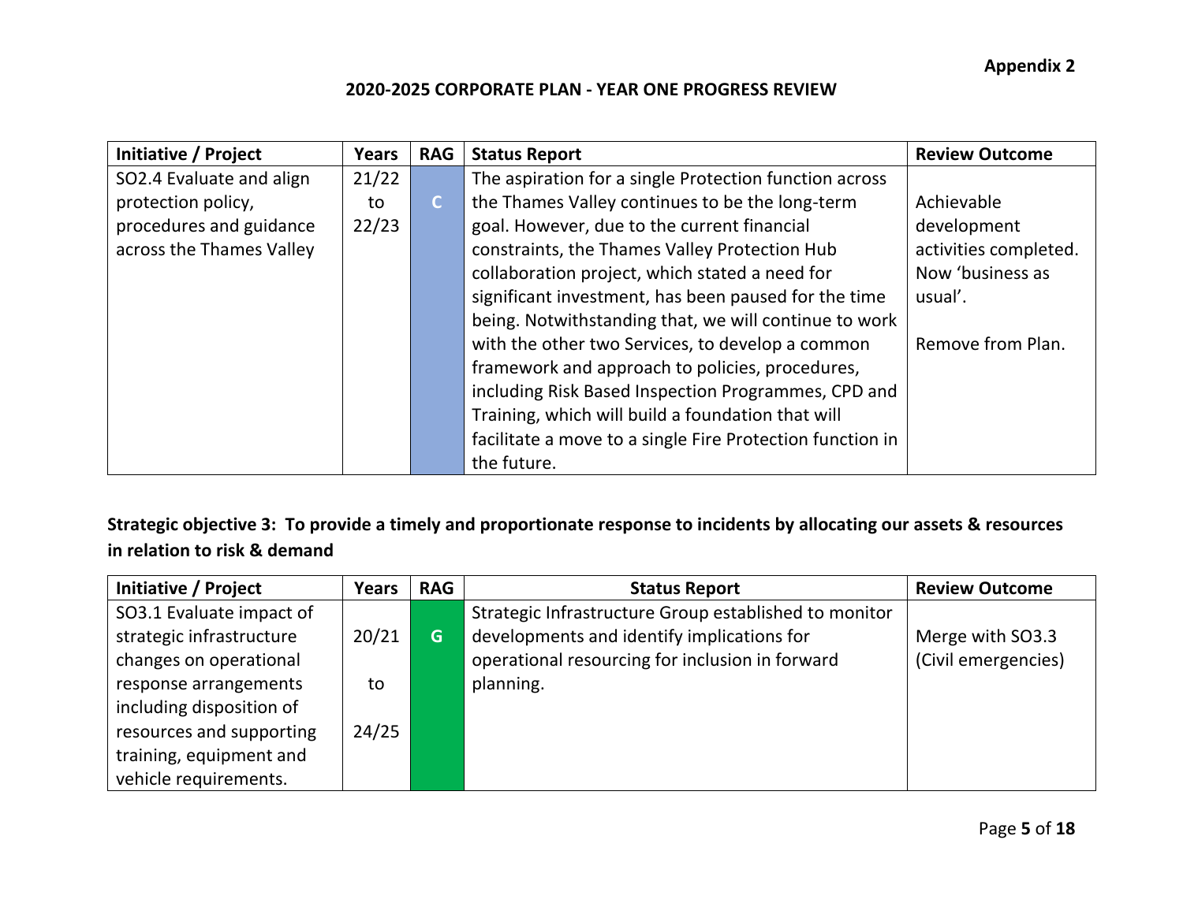**Appendix 2**

**2020-2025 CORPORATE PLAN - YEAR ONE PROGRESS REVIEW**

| Initiative / Project | Years | RAG | Status Report | Review Outcome |
|---|---|---|---|---|
| SO2.4 Evaluate and align protection policy, procedures and guidance across the Thames Valley | 21/22 to 22/23 | C | The aspiration for a single Protection function across the Thames Valley continues to be the long-term goal. However, due to the current financial constraints, the Thames Valley Protection Hub collaboration project, which stated a need for significant investment, has been paused for the time being. Notwithstanding that, we will continue to work with the other two Services, to develop a common framework and approach to policies, procedures, including Risk Based Inspection Programmes, CPD and Training, which will build a foundation that will facilitate a move to a single Fire Protection function in the future. | Achievable development activities completed. Now 'business as usual'.<br><br>Remove from Plan. |

**Strategic objective 3: To provide a timely and proportionate response to incidents by allocating our assets & resources in relation to risk & demand**

| Initiative / Project | Years | RAG | Status Report | Review Outcome |
|---|---|---|---|---|
| SO3.1 Evaluate impact of strategic infrastructure changes on operational response arrangements including disposition of resources and supporting training, equipment and vehicle requirements. | 20/21 to 24/25 | G | Strategic Infrastructure Group established to monitor developments and identify implications for operational resourcing for inclusion in forward planning. | Merge with SO3.3 (Civil emergencies) |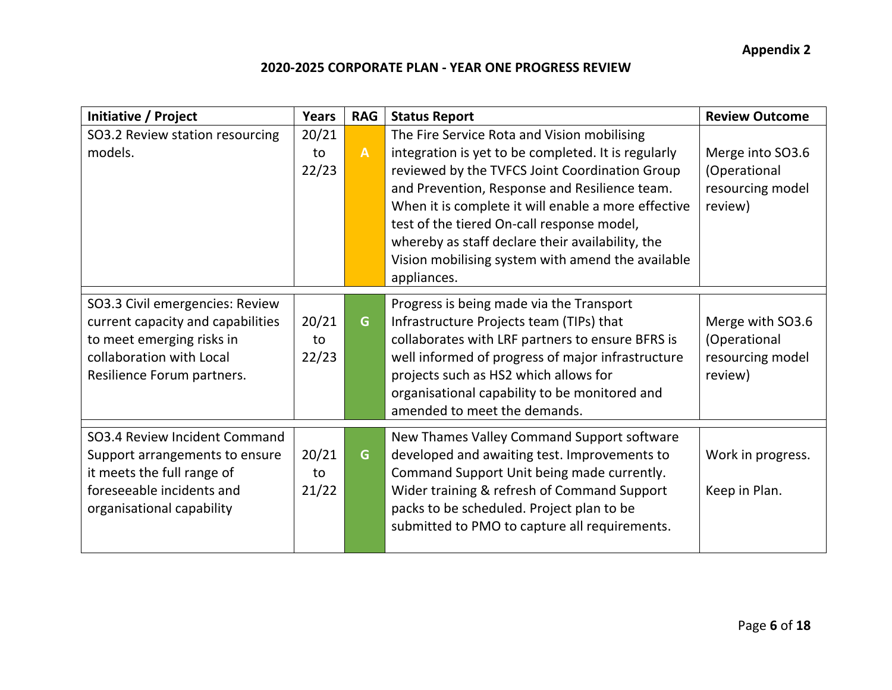Appendix 2

## 2020-2025 CORPORATE PLAN - YEAR ONE PROGRESS REVIEW

| Initiative / Project | Years | RAG | Status Report | Review Outcome |
|---|---|---|---|---|
| SO3.2 Review station resourcing models. | 20/21 to 22/23 | A | The Fire Service Rota and Vision mobilising integration is yet to be completed. It is regularly reviewed by the TVFCS Joint Coordination Group and Prevention, Response and Resilience team. When it is complete it will enable a more effective test of the tiered On-call response model, whereby as staff declare their availability, the Vision mobilising system with amend the available appliances. | Merge into SO3.6 (Operational resourcing model review) |
| SO3.3 Civil emergencies: Review current capacity and capabilities to meet emerging risks in collaboration with Local Resilience Forum partners. | 20/21 to 22/23 | G | Progress is being made via the Transport Infrastructure Projects team (TIPs) that collaborates with LRF partners to ensure BFRS is well informed of progress of major infrastructure projects such as HS2 which allows for organisational capability to be monitored and amended to meet the demands. | Merge with SO3.6 (Operational resourcing model review) |
| SO3.4 Review Incident Command Support arrangements to ensure it meets the full range of foreseeable incidents and organisational capability | 20/21 to 21/22 | G | New Thames Valley Command Support software developed and awaiting test. Improvements to Command Support Unit being made currently. Wider training & refresh of Command Support packs to be scheduled. Project plan to be submitted to PMO to capture all requirements. | Work in progress.<br><br>Keep in Plan. |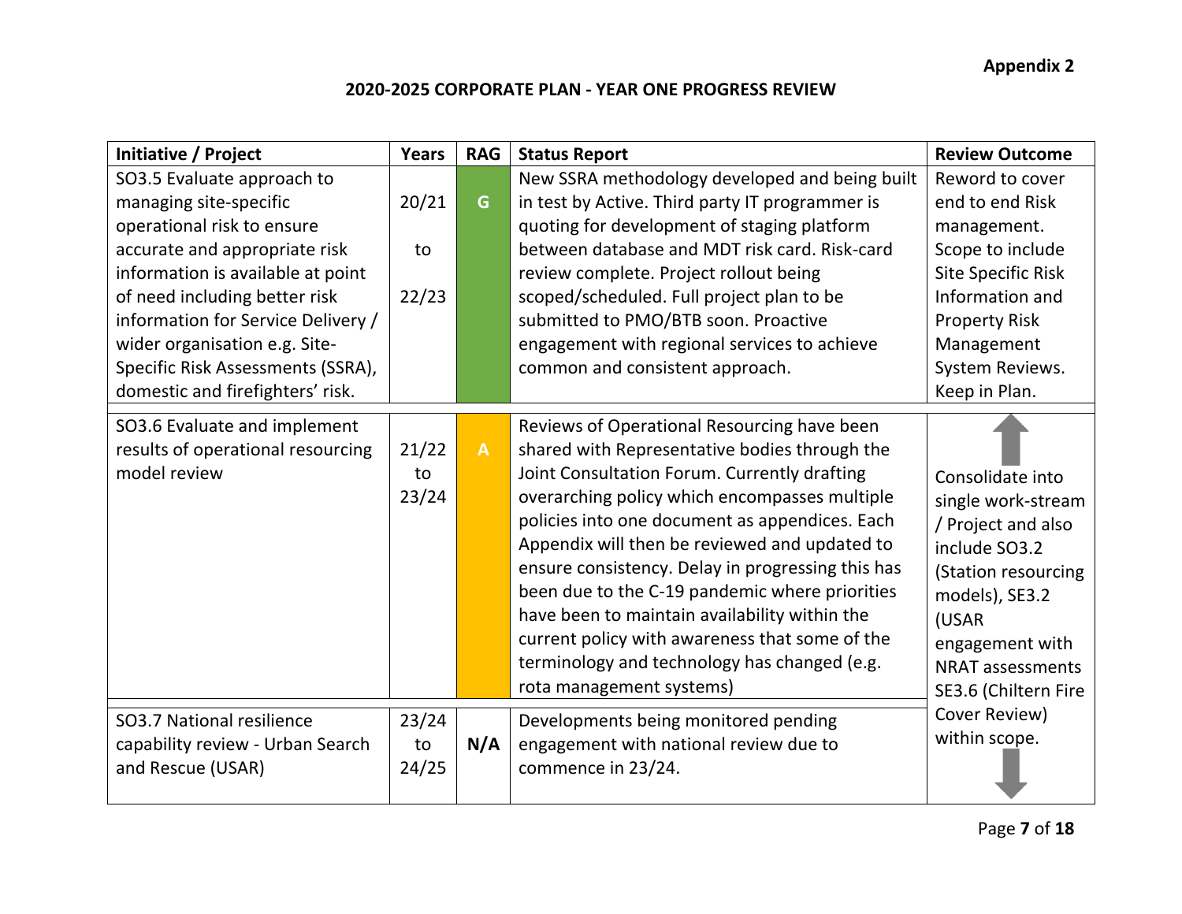**Appendix 2**

## 2020-2025 CORPORATE PLAN - YEAR ONE PROGRESS REVIEW

| Initiative / Project | Years | RAG | Status Report | Review Outcome |
|---|---|---|---|---|
| SO3.5 Evaluate approach to managing site-specific operational risk to ensure accurate and appropriate risk information is available at point of need including better risk information for Service Delivery / wider organisation e.g. Site-Specific Risk Assessments (SSRA), domestic and firefighters' risk. | 20/21 to 22/23 | G | New SSRA methodology developed and being built in test by Active. Third party IT programmer is quoting for development of staging platform between database and MDT risk card. Risk-card review complete. Project rollout being scoped/scheduled. Full project plan to be submitted to PMO/BTB soon. Proactive engagement with regional services to achieve common and consistent approach. | Reword to cover end to end Risk management. Scope to include Site Specific Risk Information and Property Risk Management System Reviews. Keep in Plan. |
| SO3.6 Evaluate and implement results of operational resourcing model review | 21/22 to 23/24 | A | Reviews of Operational Resourcing have been shared with Representative bodies through the Joint Consultation Forum. Currently drafting overarching policy which encompasses multiple policies into one document as appendices. Each Appendix will then be reviewed and updated to ensure consistency. Delay in progressing this has been due to the C-19 pandemic where priorities have been to maintain availability within the current policy with awareness that some of the terminology and technology has changed (e.g. rota management systems) | Consolidate into single work-stream / Project and also include SO3.2 (Station resourcing models), SE3.2 (USAR engagement with NRAT assessments SE3.6 (Chiltern Fire Cover Review) within scope. |
| SO3.7 National resilience capability review - Urban Search and Rescue (USAR) | 23/24 to 24/25 | N/A | Developments being monitored pending engagement with national review due to commence in 23/24. | (see above – consolidated with SO3.6) |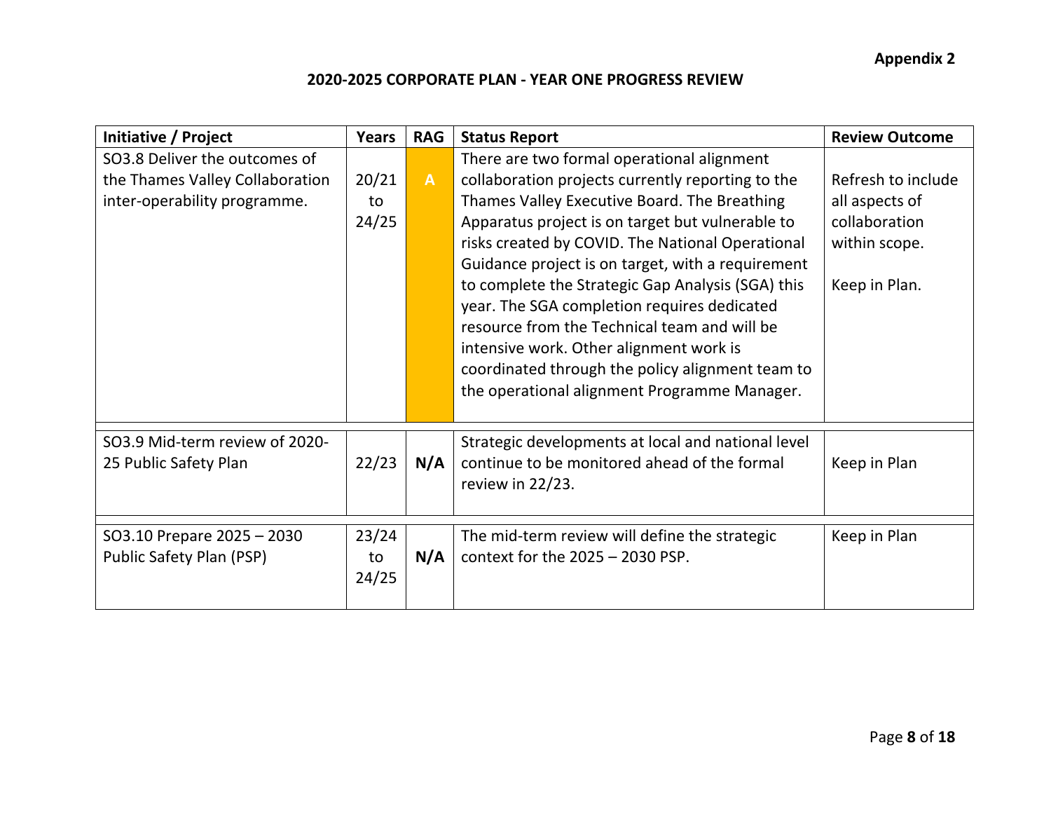**Appendix 2**

**2020-2025 CORPORATE PLAN - YEAR ONE PROGRESS REVIEW**

| Initiative / Project | Years | RAG | Status Report | Review Outcome |
|---|---|---|---|---|
| SO3.8 Deliver the outcomes of the Thames Valley Collaboration inter-operability programme. | 20/21 to 24/25 | A | There are two formal operational alignment collaboration projects currently reporting to the Thames Valley Executive Board. The Breathing Apparatus project is on target but vulnerable to risks created by COVID. The National Operational Guidance project is on target, with a requirement to complete the Strategic Gap Analysis (SGA) this year. The SGA completion requires dedicated resource from the Technical team and will be intensive work. Other alignment work is coordinated through the policy alignment team to the operational alignment Programme Manager. | Refresh to include all aspects of collaboration within scope.<br><br>Keep in Plan. |
| SO3.9 Mid-term review of 2020-25 Public Safety Plan | 22/23 | N/A | Strategic developments at local and national level continue to be monitored ahead of the formal review in 22/23. | Keep in Plan |
| SO3.10 Prepare 2025 – 2030 Public Safety Plan (PSP) | 23/24 to 24/25 | N/A | The mid-term review will define the strategic context for the 2025 – 2030 PSP. | Keep in Plan |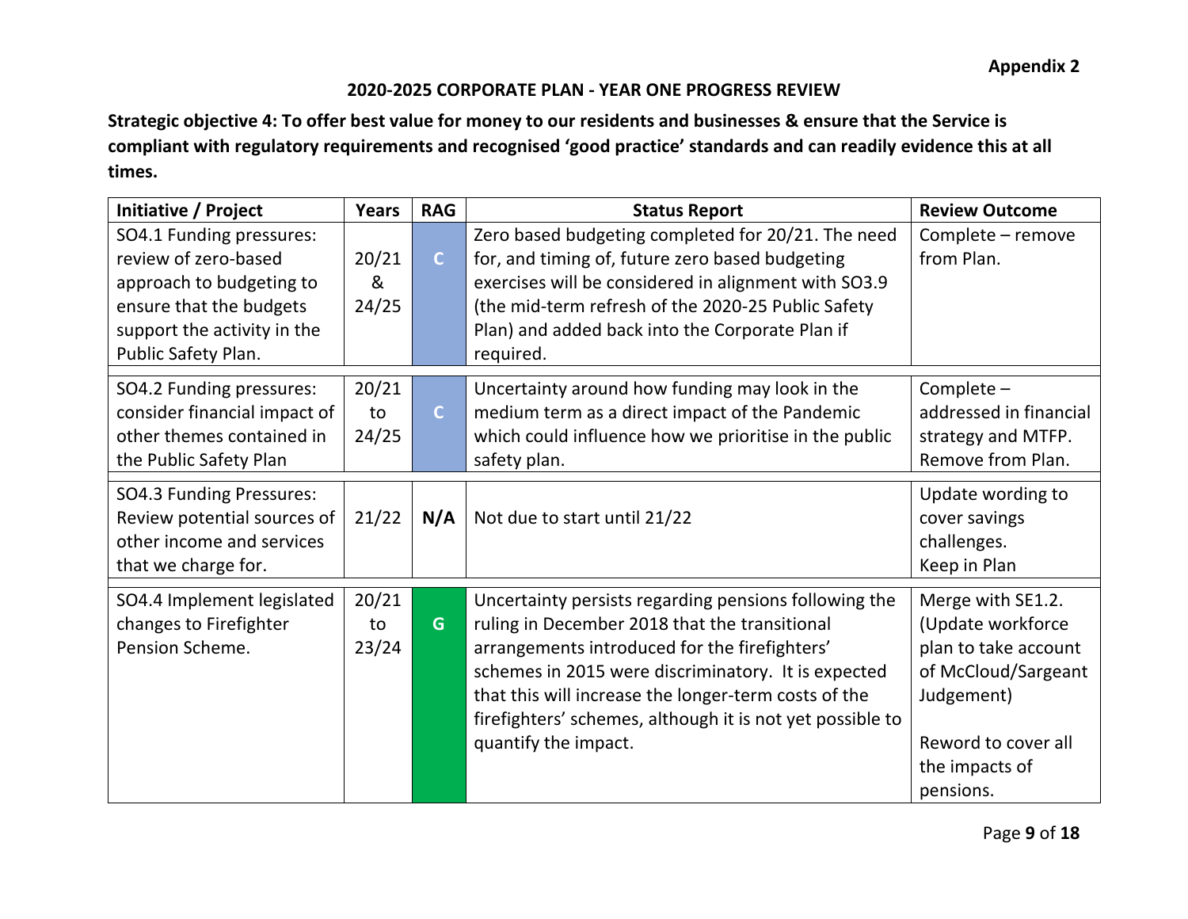**Appendix 2**

## 2020-2025 CORPORATE PLAN - YEAR ONE PROGRESS REVIEW

**Strategic objective 4: To offer best value for money to our residents and businesses & ensure that the Service is compliant with regulatory requirements and recognised 'good practice' standards and can readily evidence this at all times.**

| Initiative / Project | Years | RAG | Status Report | Review Outcome |
|---|---|---|---|---|
| SO4.1 Funding pressures: review of zero-based approach to budgeting to ensure that the budgets support the activity in the Public Safety Plan. | 20/21 & 24/25 | C | Zero based budgeting completed for 20/21. The need for, and timing of, future zero based budgeting exercises will be considered in alignment with SO3.9 (the mid-term refresh of the 2020-25 Public Safety Plan) and added back into the Corporate Plan if required. | Complete – remove from Plan. |
| SO4.2 Funding pressures: consider financial impact of other themes contained in the Public Safety Plan | 20/21 to 24/25 | C | Uncertainty around how funding may look in the medium term as a direct impact of the Pandemic which could influence how we prioritise in the public safety plan. | Complete – addressed in financial strategy and MTFP. Remove from Plan. |
| SO4.3 Funding Pressures: Review potential sources of other income and services that we charge for. | 21/22 | N/A | Not due to start until 21/22 | Update wording to cover savings challenges. Keep in Plan |
| SO4.4 Implement legislated changes to Firefighter Pension Scheme. | 20/21 to 23/24 | G | Uncertainty persists regarding pensions following the ruling in December 2018 that the transitional arrangements introduced for the firefighters' schemes in 2015 were discriminatory. It is expected that this will increase the longer-term costs of the firefighters' schemes, although it is not yet possible to quantify the impact. | Merge with SE1.2. (Update workforce plan to take account of McCloud/Sargeant Judgement)<br><br>Reword to cover all the impacts of pensions. |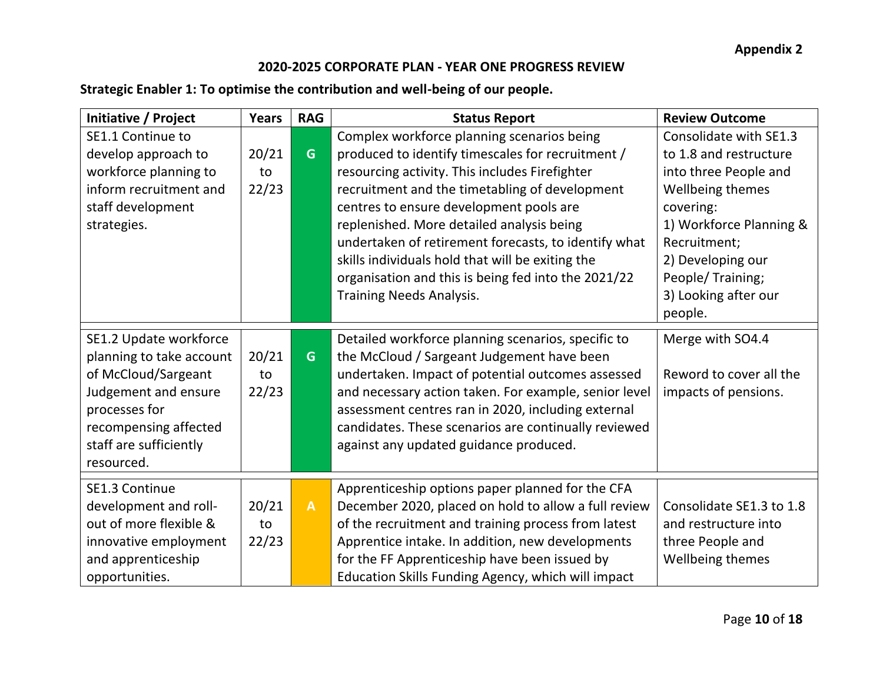**Appendix 2**

## 2020-2025 CORPORATE PLAN - YEAR ONE PROGRESS REVIEW

### Strategic Enabler 1: To optimise the contribution and well-being of our people.

| Initiative / Project | Years | RAG | Status Report | Review Outcome |
|---|---|---|---|---|
| SE1.1 Continue to develop approach to workforce planning to inform recruitment and staff development strategies. | 20/21 to 22/23 | G | Complex workforce planning scenarios being produced to identify timescales for recruitment / resourcing activity. This includes Firefighter recruitment and the timetabling of development centres to ensure development pools are replenished. More detailed analysis being undertaken of retirement forecasts, to identify what skills individuals hold that will be exiting the organisation and this is being fed into the 2021/22 Training Needs Analysis. | Consolidate with SE1.3 to 1.8 and restructure into three People and Wellbeing themes covering: 1) Workforce Planning & Recruitment; 2) Developing our People/ Training; 3) Looking after our people. |
| SE1.2 Update workforce planning to take account of McCloud/Sargeant Judgement and ensure processes for recompensing affected staff are sufficiently resourced. | 20/21 to 22/23 | G | Detailed workforce planning scenarios, specific to the McCloud / Sargeant Judgement have been undertaken. Impact of potential outcomes assessed and necessary action taken. For example, senior level assessment centres ran in 2020, including external candidates. These scenarios are continually reviewed against any updated guidance produced. | Merge with SO4.4<br><br>Reword to cover all the impacts of pensions. |
| SE1.3 Continue development and roll-out of more flexible & innovative employment and apprenticeship opportunities. | 20/21 to 22/23 | A | Apprenticeship options paper planned for the CFA December 2020, placed on hold to allow a full review of the recruitment and training process from latest Apprentice intake. In addition, new developments for the FF Apprenticeship have been issued by Education Skills Funding Agency, which will impact | Consolidate SE1.3 to 1.8 and restructure into three People and Wellbeing themes |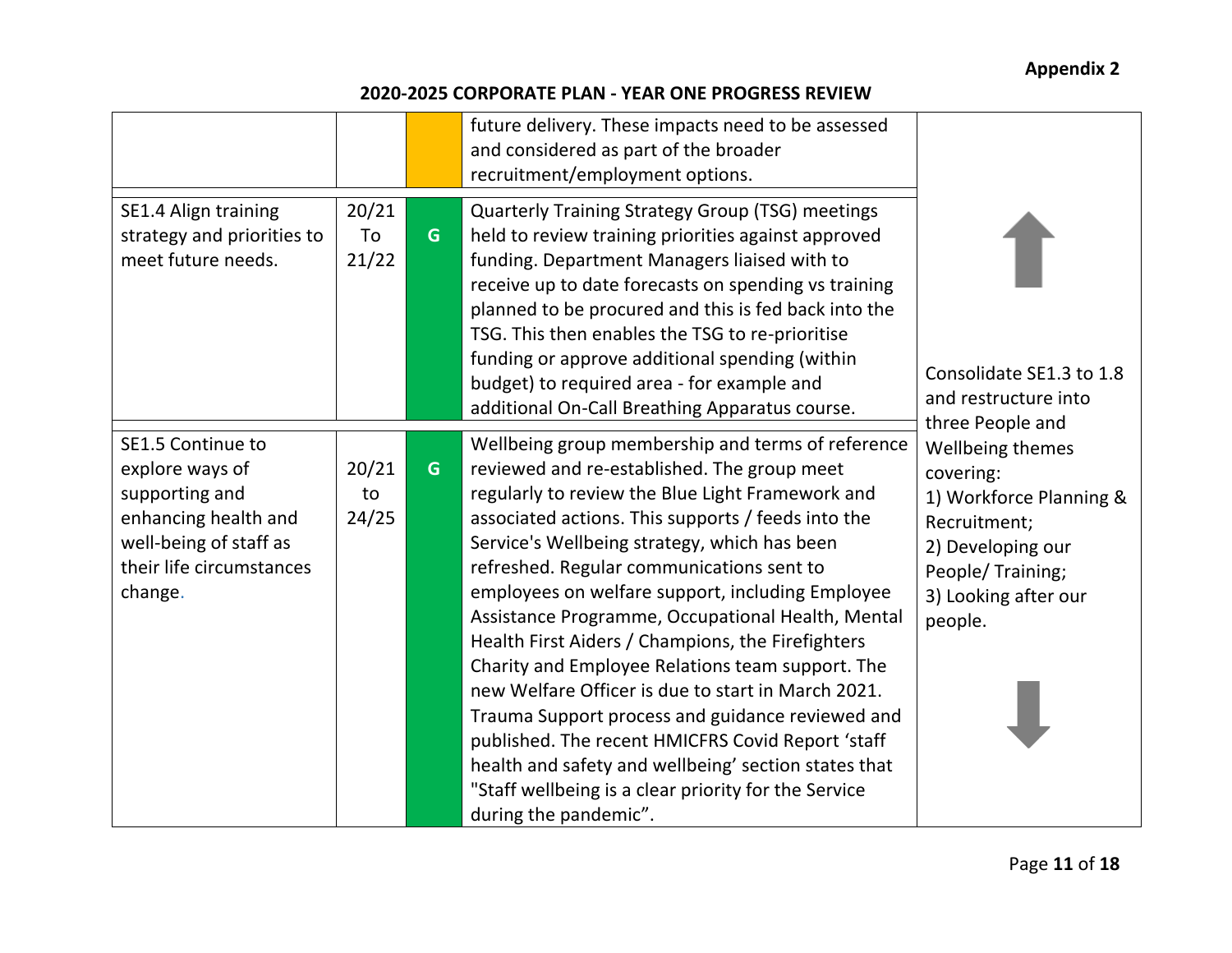## 2020-2025 CORPORATE PLAN - YEAR ONE PROGRESS REVIEW

| | | | | |
|---|---|---|---|---|
| | | | future delivery. These impacts need to be assessed and considered as part of the broader recruitment/employment options. | Consolidate SE1.3 to 1.8 and restructure into three People and Wellbeing themes covering: 1) Workforce Planning & Recruitment; 2) Developing our People/ Training; 3) Looking after our people. |
| SE1.4 Align training strategy and priorities to meet future needs. | 20/21 To 21/22 | G | Quarterly Training Strategy Group (TSG) meetings held to review training priorities against approved funding. Department Managers liaised with to receive up to date forecasts on spending vs training planned to be procured and this is fed back into the TSG. This then enables the TSG to re-prioritise funding or approve additional spending (within budget) to required area - for example and additional On-Call Breathing Apparatus course. | |
| SE1.5 Continue to explore ways of supporting and enhancing health and well-being of staff as their life circumstances change. | 20/21 to 24/25 | G | Wellbeing group membership and terms of reference reviewed and re-established. The group meet regularly to review the Blue Light Framework and associated actions. This supports / feeds into the Service's Wellbeing strategy, which has been refreshed. Regular communications sent to employees on welfare support, including Employee Assistance Programme, Occupational Health, Mental Health First Aiders / Champions, the Firefighters Charity and Employee Relations team support. The new Welfare Officer is due to start in March 2021. Trauma Support process and guidance reviewed and published. The recent HMICFRS Covid Report 'staff health and safety and wellbeing' section states that "Staff wellbeing is a clear priority for the Service during the pandemic". | |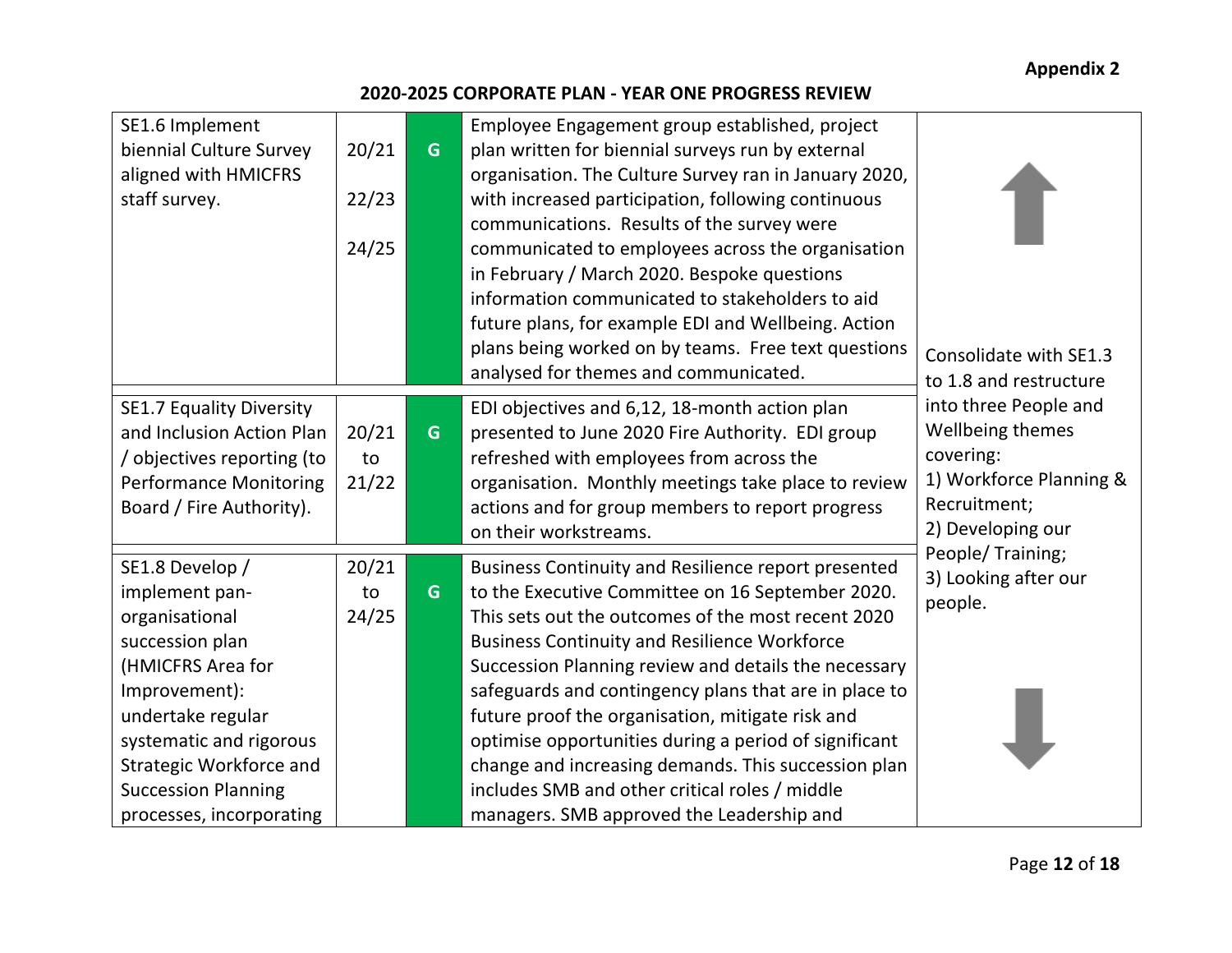**Appendix 2**

**2020-2025 CORPORATE PLAN - YEAR ONE PROGRESS REVIEW**

| | | | | |
|---|---|---|---|---|
| SE1.6 Implement biennial Culture Survey aligned with HMICFRS staff survey. | 20/21<br>22/23<br>24/25 | G | Employee Engagement group established, project plan written for biennial surveys run by external organisation. The Culture Survey ran in January 2020, with increased participation, following continuous communications. Results of the survey were communicated to employees across the organisation in February / March 2020. Bespoke questions information communicated to stakeholders to aid future plans, for example EDI and Wellbeing. Action plans being worked on by teams. Free text questions analysed for themes and communicated. | Consolidate with SE1.3 to 1.8 and restructure into three People and Wellbeing themes covering:<br>1) Workforce Planning & Recruitment;<br>2) Developing our People/ Training;<br>3) Looking after our people. |
| SE1.7 Equality Diversity and Inclusion Action Plan / objectives reporting (to Performance Monitoring Board / Fire Authority). | 20/21 to 21/22 | G | EDI objectives and 6,12, 18-month action plan presented to June 2020 Fire Authority. EDI group refreshed with employees from across the organisation. Monthly meetings take place to review actions and for group members to report progress on their workstreams. | |
| SE1.8 Develop / implement pan-organisational succession plan (HMICFRS Area for Improvement): undertake regular systematic and rigorous Strategic Workforce and Succession Planning processes, incorporating | 20/21 to 24/25 | G | Business Continuity and Resilience report presented to the Executive Committee on 16 September 2020. This sets out the outcomes of the most recent 2020 Business Continuity and Resilience Workforce Succession Planning review and details the necessary safeguards and contingency plans that are in place to future proof the organisation, mitigate risk and optimise opportunities during a period of significant change and increasing demands. This succession plan includes SMB and other critical roles / middle managers. SMB approved the Leadership and | |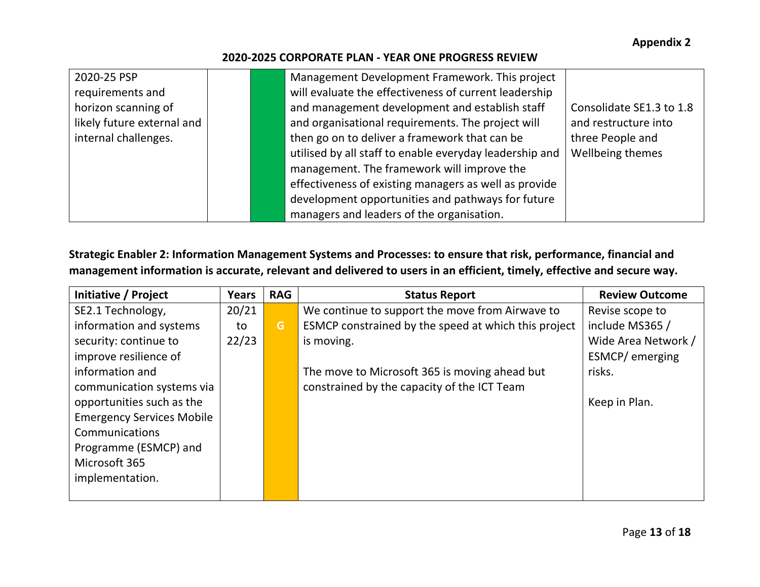**Appendix 2**

**2020-2025 CORPORATE PLAN - YEAR ONE PROGRESS REVIEW**

| | | | | |
|---|---|---|---|---|
| 2020-25 PSP requirements and horizon scanning of likely future external and internal challenges. | | | Management Development Framework. This project will evaluate the effectiveness of current leadership and management development and establish staff and organisational requirements. The project will then go on to deliver a framework that can be utilised by all staff to enable everyday leadership and management. The framework will improve the effectiveness of existing managers as well as provide development opportunities and pathways for future managers and leaders of the organisation. | Consolidate SE1.3 to 1.8 and restructure into three People and Wellbeing themes |

**Strategic Enabler 2: Information Management Systems and Processes: to ensure that risk, performance, financial and management information is accurate, relevant and delivered to users in an efficient, timely, effective and secure way.**

| Initiative / Project | Years | RAG | Status Report | Review Outcome |
|---|---|---|---|---|
| SE2.1 Technology, information and systems security: continue to improve resilience of information and communication systems via opportunities such as the Emergency Services Mobile Communications Programme (ESMCP) and Microsoft 365 implementation. | 20/21 to 22/23 | G | We continue to support the move from Airwave to ESMCP constrained by the speed at which this project is moving.<br><br>The move to Microsoft 365 is moving ahead but constrained by the capacity of the ICT Team | Revise scope to include MS365 / Wide Area Network / ESMCP/ emerging risks.<br><br>Keep in Plan. |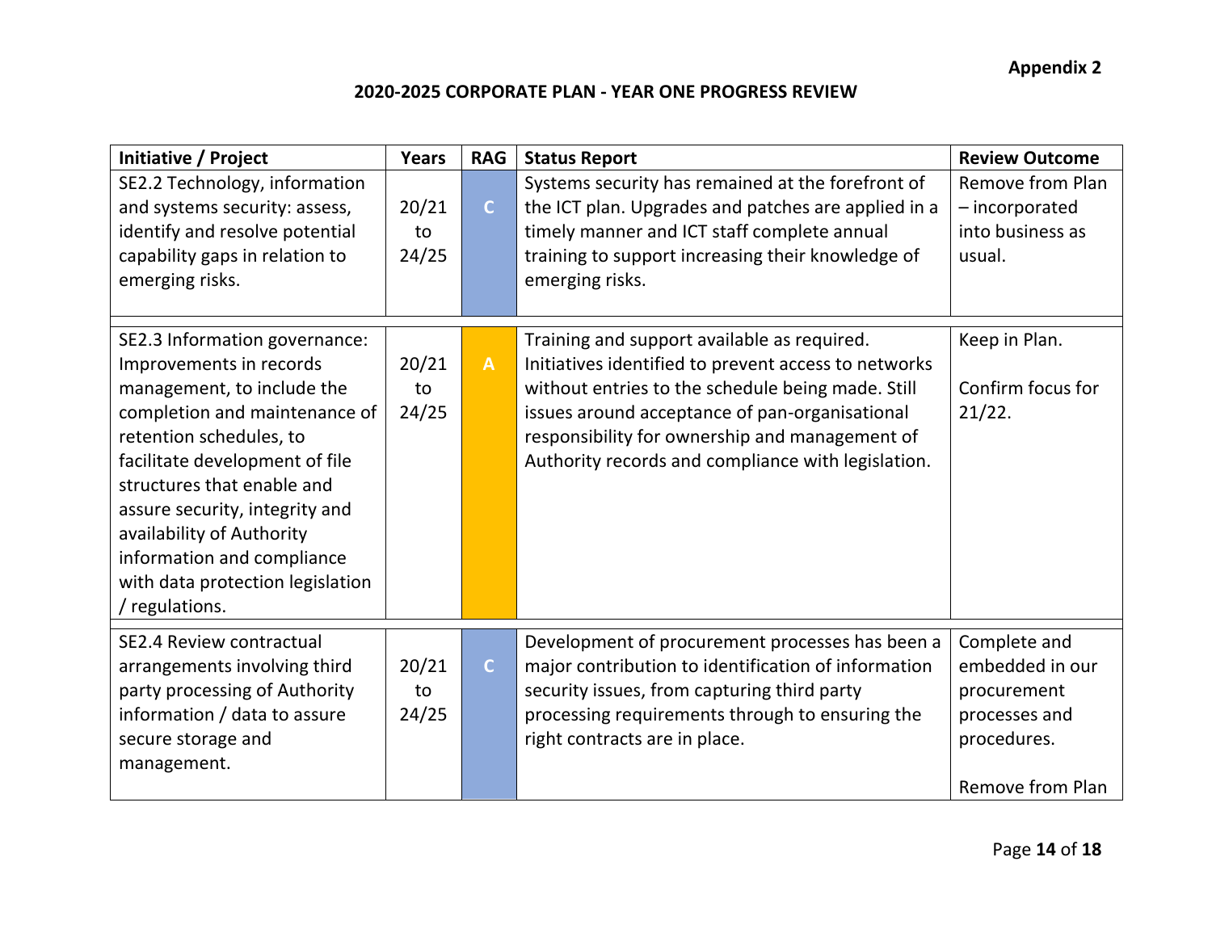**Appendix 2**

**2020-2025 CORPORATE PLAN - YEAR ONE PROGRESS REVIEW**

| Initiative / Project | Years | RAG | Status Report | Review Outcome |
|---|---|---|---|---|
| SE2.2 Technology, information and systems security: assess, identify and resolve potential capability gaps in relation to emerging risks. | 20/21 to 24/25 | C | Systems security has remained at the forefront of the ICT plan. Upgrades and patches are applied in a timely manner and ICT staff complete annual training to support increasing their knowledge of emerging risks. | Remove from Plan – incorporated into business as usual. |
| SE2.3 Information governance: Improvements in records management, to include the completion and maintenance of retention schedules, to facilitate development of file structures that enable and assure security, integrity and availability of Authority information and compliance with data protection legislation / regulations. | 20/21 to 24/25 | A | Training and support available as required. Initiatives identified to prevent access to networks without entries to the schedule being made. Still issues around acceptance of pan-organisational responsibility for ownership and management of Authority records and compliance with legislation. | Keep in Plan.<br><br>Confirm focus for 21/22. |
| SE2.4 Review contractual arrangements involving third party processing of Authority information / data to assure secure storage and management. | 20/21 to 24/25 | C | Development of procurement processes has been a major contribution to identification of information security issues, from capturing third party processing requirements through to ensuring the right contracts are in place. | Complete and embedded in our procurement processes and procedures.<br><br>Remove from Plan |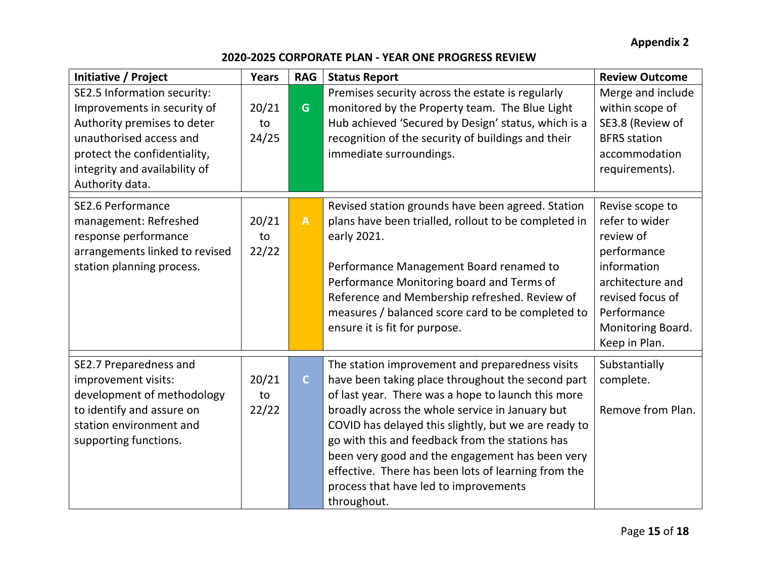**Appendix 2**

**2020-2025 CORPORATE PLAN - YEAR ONE PROGRESS REVIEW**

| Initiative / Project | Years | RAG | Status Report | Review Outcome |
|---|---|---|---|---|
| SE2.5 Information security: Improvements in security of Authority premises to deter unauthorised access and protect the confidentiality, integrity and availability of Authority data. | 20/21 to 24/25 | G | Premises security across the estate is regularly monitored by the Property team. The Blue Light Hub achieved 'Secured by Design' status, which is a recognition of the security of buildings and their immediate surroundings. | Merge and include within scope of SE3.8 (Review of BFRS station accommodation requirements). |
| SE2.6 Performance management: Refreshed response performance arrangements linked to revised station planning process. | 20/21 to 22/22 | A | Revised station grounds have been agreed. Station plans have been trialled, rollout to be completed in early 2021.<br><br>Performance Management Board renamed to Performance Monitoring board and Terms of Reference and Membership refreshed. Review of measures / balanced score card to be completed to ensure it is fit for purpose. | Revise scope to refer to wider review of performance information architecture and revised focus of Performance Monitoring Board. Keep in Plan. |
| SE2.7 Preparedness and improvement visits: development of methodology to identify and assure on station environment and supporting functions. | 20/21 to 22/22 | C | The station improvement and preparedness visits have been taking place throughout the second part of last year. There was a hope to launch this more broadly across the whole service in January but COVID has delayed this slightly, but we are ready to go with this and feedback from the stations has been very good and the engagement has been very effective. There has been lots of learning from the process that have led to improvements throughout. | Substantially complete.<br><br>Remove from Plan. |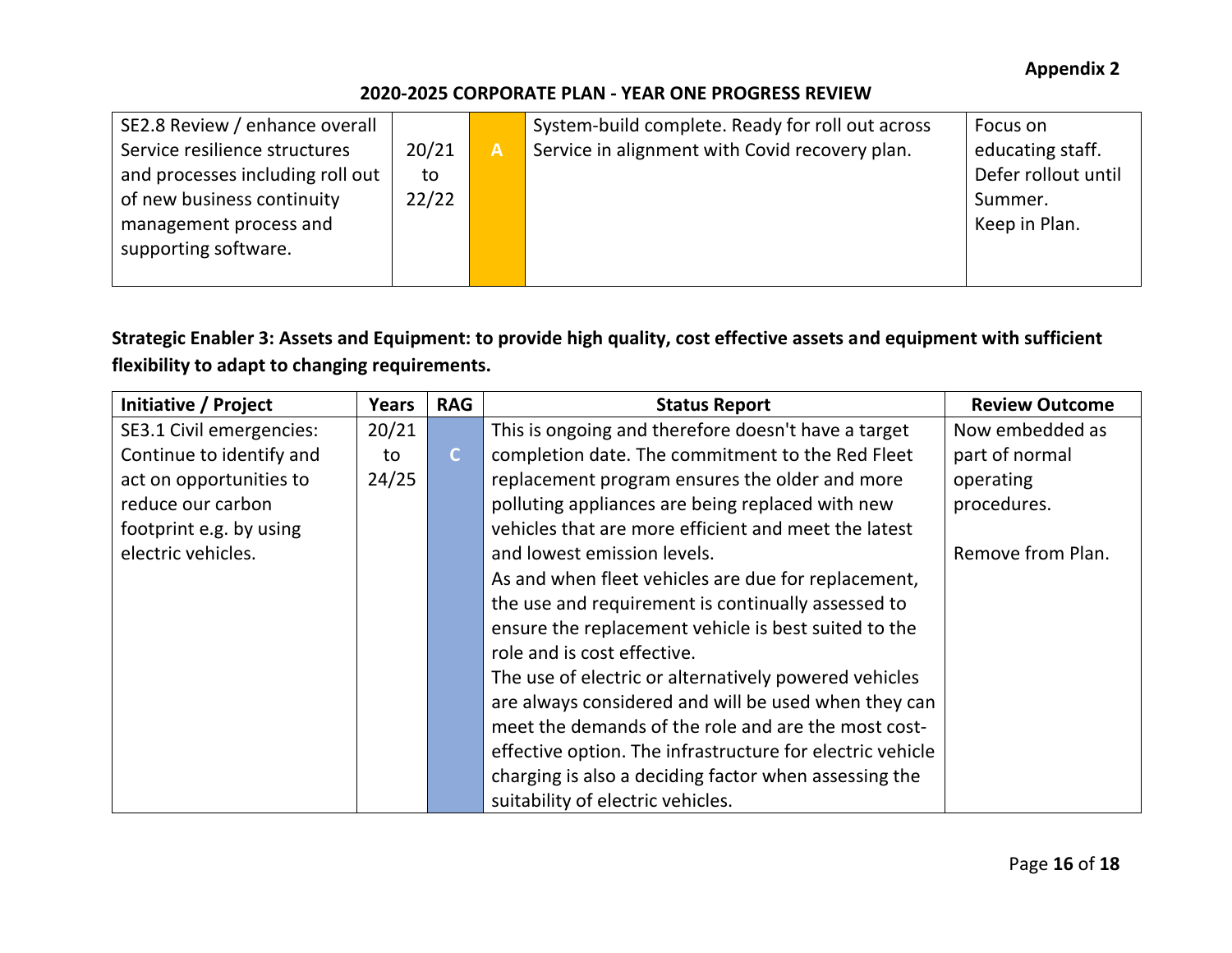| SE2.8 Review / enhance overall Service resilience structures and processes including roll out of new business continuity management process and supporting software. | 20/21 to 22/22 | A | System-build complete. Ready for roll out across Service in alignment with Covid recovery plan. | Focus on educating staff. Defer rollout until Summer. Keep in Plan. |
|---|---|---|---|---|

**Strategic Enabler 3: Assets and Equipment: to provide high quality, cost effective assets and equipment with sufficient flexibility to adapt to changing requirements.**

| Initiative / Project | Years | RAG | Status Report | Review Outcome |
|---|---|---|---|---|
| SE3.1 Civil emergencies: Continue to identify and act on opportunities to reduce our carbon footprint e.g. by using electric vehicles. | 20/21 to 24/25 | C | This is ongoing and therefore doesn't have a target completion date. The commitment to the Red Fleet replacement program ensures the older and more polluting appliances are being replaced with new vehicles that are more efficient and meet the latest and lowest emission levels.<br>As and when fleet vehicles are due for replacement, the use and requirement is continually assessed to ensure the replacement vehicle is best suited to the role and is cost effective.<br>The use of electric or alternatively powered vehicles are always considered and will be used when they can meet the demands of the role and are the most cost-effective option. The infrastructure for electric vehicle charging is also a deciding factor when assessing the suitability of electric vehicles. | Now embedded as part of normal operating procedures.<br><br>Remove from Plan. |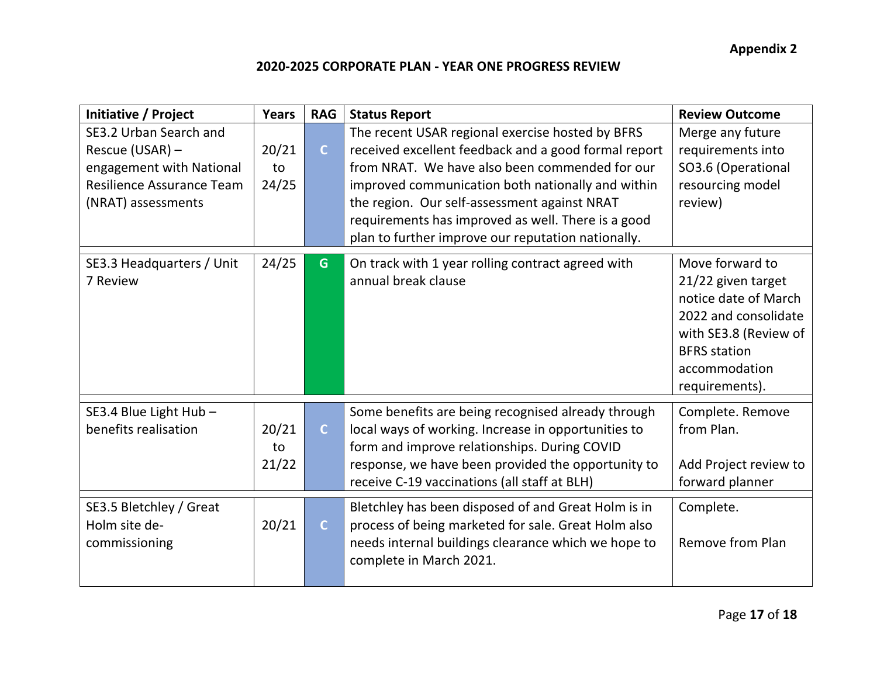Appendix 2

## 2020-2025 CORPORATE PLAN - YEAR ONE PROGRESS REVIEW

| Initiative / Project | Years | RAG | Status Report | Review Outcome |
|---|---|---|---|---|
| SE3.2 Urban Search and Rescue (USAR) – engagement with National Resilience Assurance Team (NRAT) assessments | 20/21 to 24/25 | C | The recent USAR regional exercise hosted by BFRS received excellent feedback and a good formal report from NRAT. We have also been commended for our improved communication both nationally and within the region. Our self-assessment against NRAT requirements has improved as well. There is a good plan to further improve our reputation nationally. | Merge any future requirements into SO3.6 (Operational resourcing model review) |
| SE3.3 Headquarters / Unit 7 Review | 24/25 | G | On track with 1 year rolling contract agreed with annual break clause | Move forward to 21/22 given target notice date of March 2022 and consolidate with SE3.8 (Review of BFRS station accommodation requirements). |
| SE3.4 Blue Light Hub – benefits realisation | 20/21 to 21/22 | C | Some benefits are being recognised already through local ways of working. Increase in opportunities to form and improve relationships. During COVID response, we have been provided the opportunity to receive C-19 vaccinations (all staff at BLH) | Complete. Remove from Plan.<br><br>Add Project review to forward planner |
| SE3.5 Bletchley / Great Holm site de-commissioning | 20/21 | C | Bletchley has been disposed of and Great Holm is in process of being marketed for sale. Great Holm also needs internal buildings clearance which we hope to complete in March 2021. | Complete.<br><br>Remove from Plan |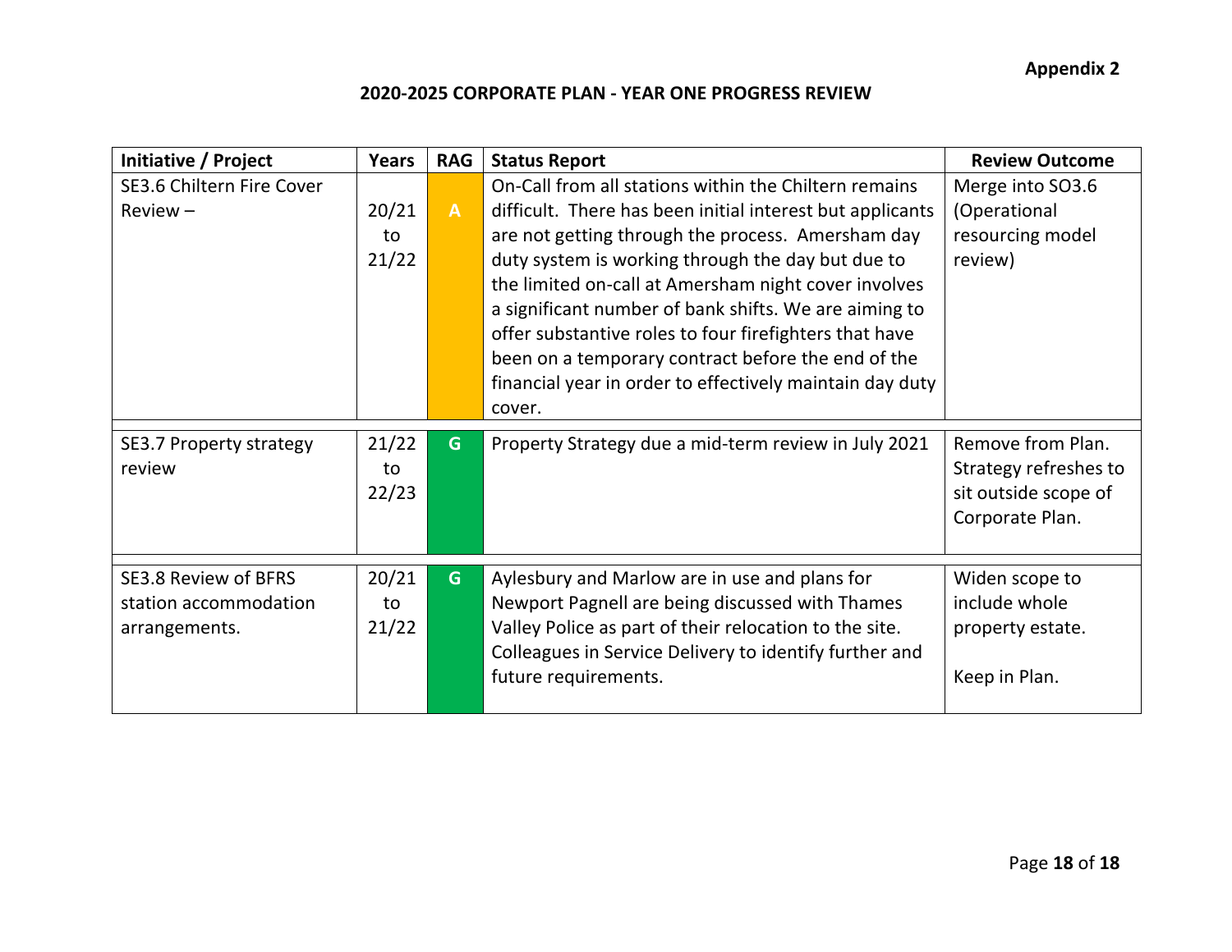Appendix 2

**2020-2025 CORPORATE PLAN - YEAR ONE PROGRESS REVIEW**

| Initiative / Project | Years | RAG | Status Report | Review Outcome |
|---|---|---|---|---|
| SE3.6 Chiltern Fire Cover Review – | 20/21 to 21/22 | A | On-Call from all stations within the Chiltern remains difficult. There has been initial interest but applicants are not getting through the process. Amersham day duty system is working through the day but due to the limited on-call at Amersham night cover involves a significant number of bank shifts. We are aiming to offer substantive roles to four firefighters that have been on a temporary contract before the end of the financial year in order to effectively maintain day duty cover. | Merge into SO3.6 (Operational resourcing model review) |
| SE3.7 Property strategy review | 21/22 to 22/23 | G | Property Strategy due a mid-term review in July 2021 | Remove from Plan. Strategy refreshes to sit outside scope of Corporate Plan. |
| SE3.8 Review of BFRS station accommodation arrangements. | 20/21 to 21/22 | G | Aylesbury and Marlow are in use and plans for Newport Pagnell are being discussed with Thames Valley Police as part of their relocation to the site. Colleagues in Service Delivery to identify further and future requirements. | Widen scope to include whole property estate. Keep in Plan. |